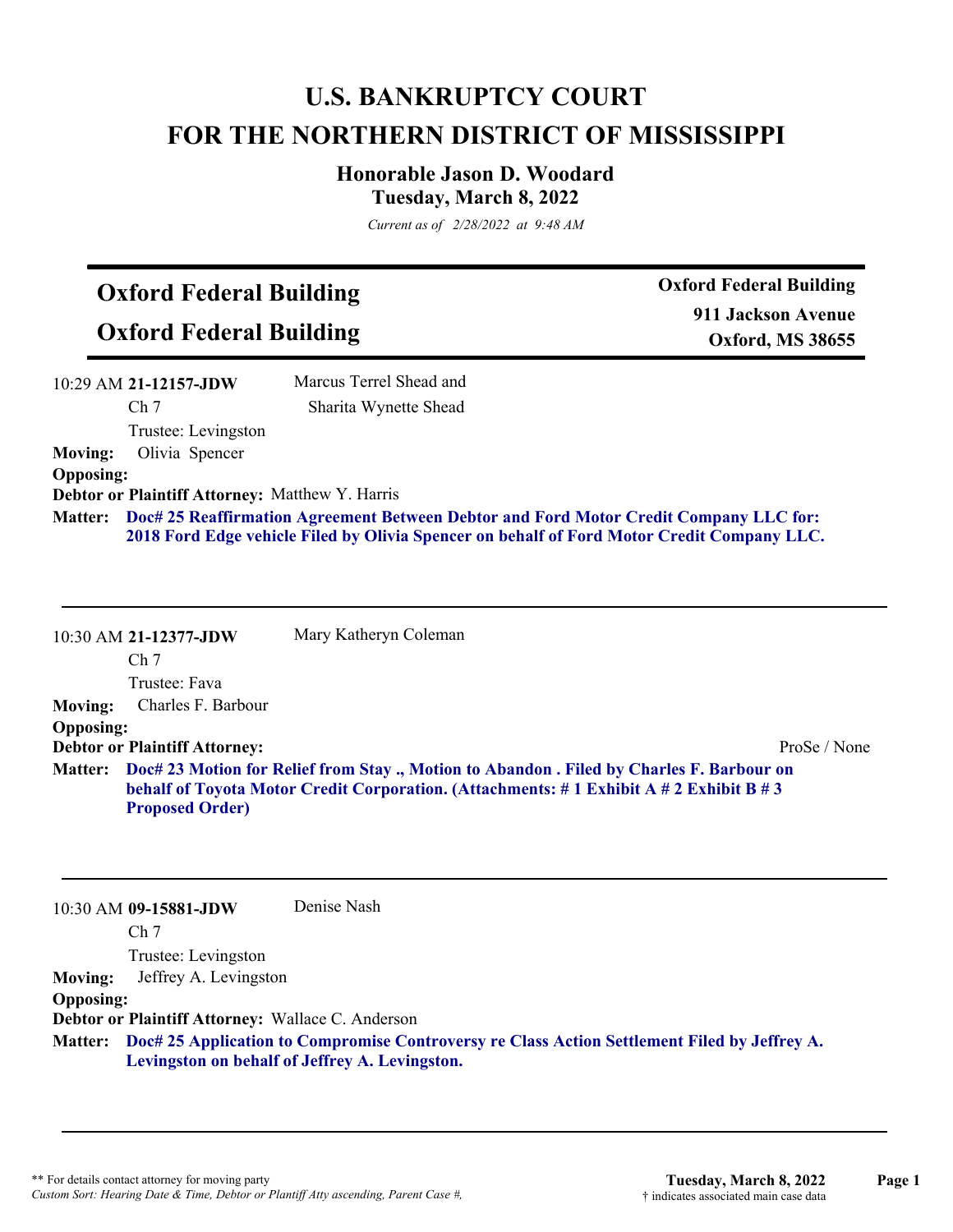# U.S. BANKRUPTCY COURT
# FOR THE NORTHERN DISTRICT OF MISSISSIPPI

### Honorable Jason D. Woodard
### Tuesday, March 8, 2022

*Current as of 2/28/2022 at 9:48 AM*

## Oxford Federal Building
## Oxford Federal Building

**Oxford Federal Building**
**911 Jackson Avenue**
**Oxford, MS 38655**

---

10:29 AM **21-12157-JDW** Marcus Terrel Shead and Sharita Wynette Shead
Ch 7
Trustee: Levingston

**Moving:** Olivia Spencer
**Opposing:**
**Debtor or Plaintiff Attorney:** Matthew Y. Harris
**Matter:** **Doc# 25 Reaffirmation Agreement Between Debtor and Ford Motor Credit Company LLC for: 2018 Ford Edge vehicle Filed by Olivia Spencer on behalf of Ford Motor Credit Company LLC.**

---

10:30 AM **21-12377-JDW** Mary Katheryn Coleman
Ch 7
Trustee: Fava

**Moving:** Charles F. Barbour
**Opposing:**
**Debtor or Plaintiff Attorney:** ProSe / None
**Matter:** **Doc# 23 Motion for Relief from Stay ., Motion to Abandon . Filed by Charles F. Barbour on behalf of Toyota Motor Credit Corporation. (Attachments: # 1 Exhibit A # 2 Exhibit B # 3 Proposed Order)**

---

10:30 AM **09-15881-JDW** Denise Nash
Ch 7
Trustee: Levingston

**Moving:** Jeffrey A. Levingston
**Opposing:**
**Debtor or Plaintiff Attorney:** Wallace C. Anderson
**Matter:** **Doc# 25 Application to Compromise Controversy re Class Action Settlement Filed by Jeffrey A. Levingston on behalf of Jeffrey A. Levingston.**

---

\*\* For details contact attorney for moving party
*Custom Sort: Hearing Date & Time, Debtor or Plantiff Atty ascending, Parent Case #,*
† indicates associated main case data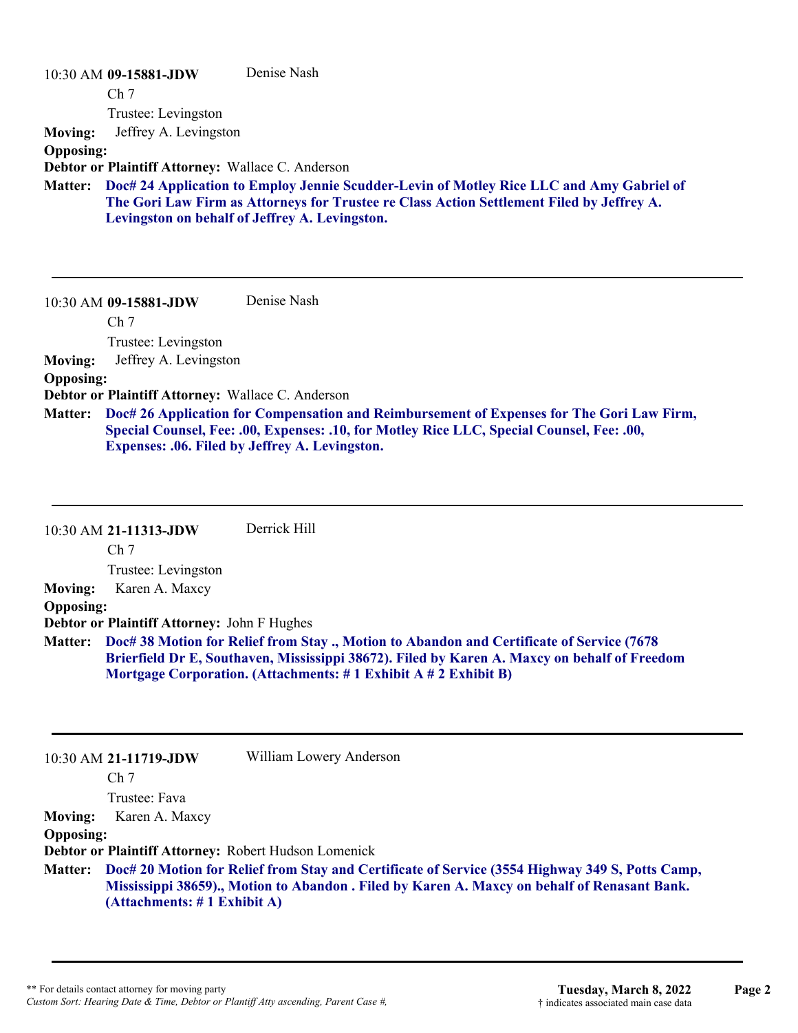10:30 AM **09-15881-JDW** Denise Nash

Ch 7

Trustee: Levingston

**Moving:** Jeffrey A. Levingston

**Opposing:**

**Debtor or Plaintiff Attorney:** Wallace C. Anderson

**Matter:** **Doc# 24 Application to Employ Jennie Scudder-Levin of Motley Rice LLC and Amy Gabriel of The Gori Law Firm as Attorneys for Trustee re Class Action Settlement Filed by Jeffrey A. Levingston on behalf of Jeffrey A. Levingston.**

---

10:30 AM **09-15881-JDW** Denise Nash

Ch 7

Trustee: Levingston

**Moving:** Jeffrey A. Levingston

**Opposing:**

**Debtor or Plaintiff Attorney:** Wallace C. Anderson

**Matter:** **Doc# 26 Application for Compensation and Reimbursement of Expenses for The Gori Law Firm, Special Counsel, Fee: .00, Expenses: .10, for Motley Rice LLC, Special Counsel, Fee: .00, Expenses: .06. Filed by Jeffrey A. Levingston.**

---

10:30 AM **21-11313-JDW** Derrick Hill

Ch 7

Trustee: Levingston

**Moving:** Karen A. Maxcy

**Opposing:**

**Debtor or Plaintiff Attorney:** John F Hughes

**Matter:** **Doc# 38 Motion for Relief from Stay ., Motion to Abandon and Certificate of Service (7678 Brierfield Dr E, Southaven, Mississippi 38672). Filed by Karen A. Maxcy on behalf of Freedom Mortgage Corporation. (Attachments: # 1 Exhibit A # 2 Exhibit B)**

---

10:30 AM **21-11719-JDW** William Lowery Anderson

Ch 7

Trustee: Fava

**Moving:** Karen A. Maxcy

**Opposing:**

**Debtor or Plaintiff Attorney:** Robert Hudson Lomenick

**Matter:** **Doc# 20 Motion for Relief from Stay and Certificate of Service (3554 Highway 349 S, Potts Camp, Mississippi 38659)., Motion to Abandon . Filed by Karen A. Maxcy on behalf of Renasant Bank. (Attachments: # 1 Exhibit A)**

---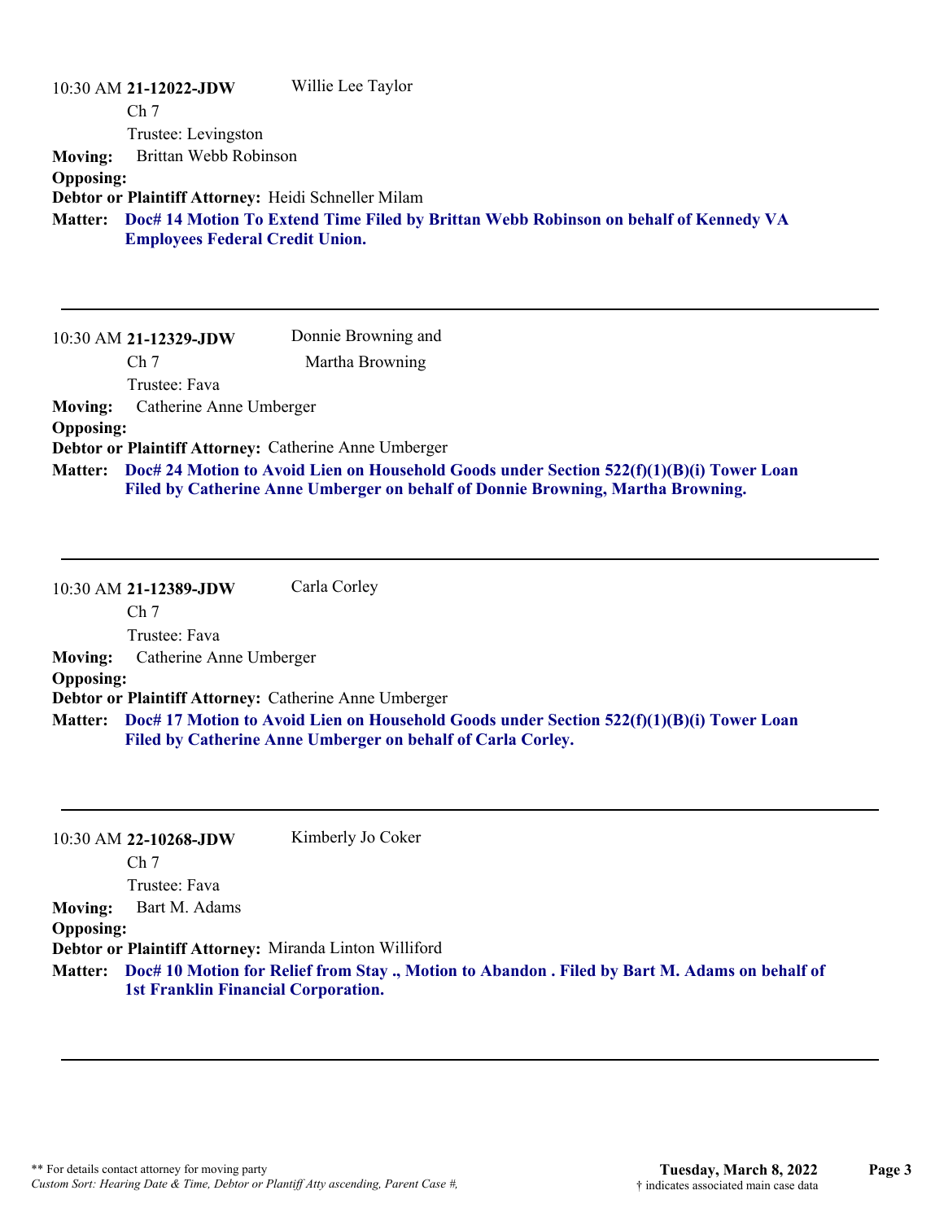10:30 AM **21-12022-JDW** Willie Lee Taylor

Ch 7

Trustee: Levingston

**Moving:** Brittan Webb Robinson

**Opposing:**

**Debtor or Plaintiff Attorney:** Heidi Schneller Milam

**Matter:** **Doc# 14 Motion To Extend Time Filed by Brittan Webb Robinson on behalf of Kennedy VA Employees Federal Credit Union.**

---

10:30 AM **21-12329-JDW** Donnie Browning and Martha Browning

Ch 7

Trustee: Fava

**Moving:** Catherine Anne Umberger

**Opposing:**

**Debtor or Plaintiff Attorney:** Catherine Anne Umberger

**Matter:** **Doc# 24 Motion to Avoid Lien on Household Goods under Section 522(f)(1)(B)(i) Tower Loan Filed by Catherine Anne Umberger on behalf of Donnie Browning, Martha Browning.**

---

10:30 AM **21-12389-JDW** Carla Corley

Ch 7

Trustee: Fava

**Moving:** Catherine Anne Umberger

**Opposing:**

**Debtor or Plaintiff Attorney:** Catherine Anne Umberger

**Matter:** **Doc# 17 Motion to Avoid Lien on Household Goods under Section 522(f)(1)(B)(i) Tower Loan Filed by Catherine Anne Umberger on behalf of Carla Corley.**

---

10:30 AM **22-10268-JDW** Kimberly Jo Coker

Ch 7

Trustee: Fava

**Moving:** Bart M. Adams

**Opposing:**

**Debtor or Plaintiff Attorney:** Miranda Linton Williford

**Matter:** **Doc# 10 Motion for Relief from Stay ., Motion to Abandon . Filed by Bart M. Adams on behalf of 1st Franklin Financial Corporation.**

---

** For details contact attorney for moving party

*Custom Sort: Hearing Date & Time, Debtor or Plantiff Atty ascending, Parent Case #,*

**Tuesday, March 8, 2022**

† indicates associated main case data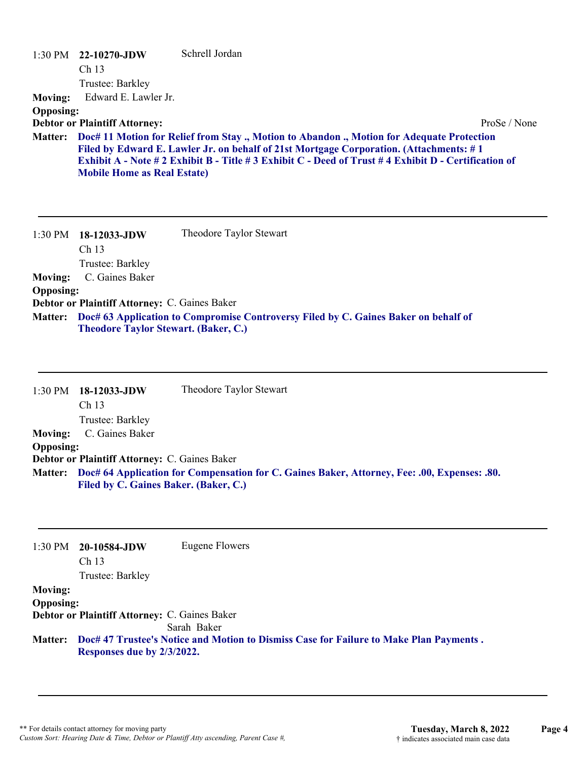1:30 PM **22-10270-JDW** Schrell Jordan
Ch 13
Trustee: Barkley

**Moving:** Edward E. Lawler Jr.

**Opposing:**

**Debtor or Plaintiff Attorney:** ProSe / None

**Matter:** **Doc# 11 Motion for Relief from Stay ., Motion to Abandon ., Motion for Adequate Protection Filed by Edward E. Lawler Jr. on behalf of 21st Mortgage Corporation. (Attachments: # 1 Exhibit A - Note # 2 Exhibit B - Title # 3 Exhibit C - Deed of Trust # 4 Exhibit D - Certification of Mobile Home as Real Estate)**

---

1:30 PM **18-12033-JDW** Theodore Taylor Stewart
Ch 13
Trustee: Barkley

**Moving:** C. Gaines Baker

**Opposing:**

**Debtor or Plaintiff Attorney:** C. Gaines Baker

**Matter:** **Doc# 63 Application to Compromise Controversy Filed by C. Gaines Baker on behalf of Theodore Taylor Stewart. (Baker, C.)**

---

1:30 PM **18-12033-JDW** Theodore Taylor Stewart
Ch 13
Trustee: Barkley

**Moving:** C. Gaines Baker

**Opposing:**

**Debtor or Plaintiff Attorney:** C. Gaines Baker

**Matter:** **Doc# 64 Application for Compensation for C. Gaines Baker, Attorney, Fee: .00, Expenses: .80. Filed by C. Gaines Baker. (Baker, C.)**

---

1:30 PM **20-10584-JDW** Eugene Flowers
Ch 13
Trustee: Barkley

**Moving:**

**Opposing:**

**Debtor or Plaintiff Attorney:** C. Gaines Baker
Sarah Baker

**Matter:** **Doc# 47 Trustee's Notice and Motion to Dismiss Case for Failure to Make Plan Payments . Responses due by 2/3/2022.**

---

** For details contact attorney for moving party
*Custom Sort: Hearing Date & Time, Debtor or Plantiff Atty ascending, Parent Case #,*

**Tuesday, March 8, 2022**
† indicates associated main case data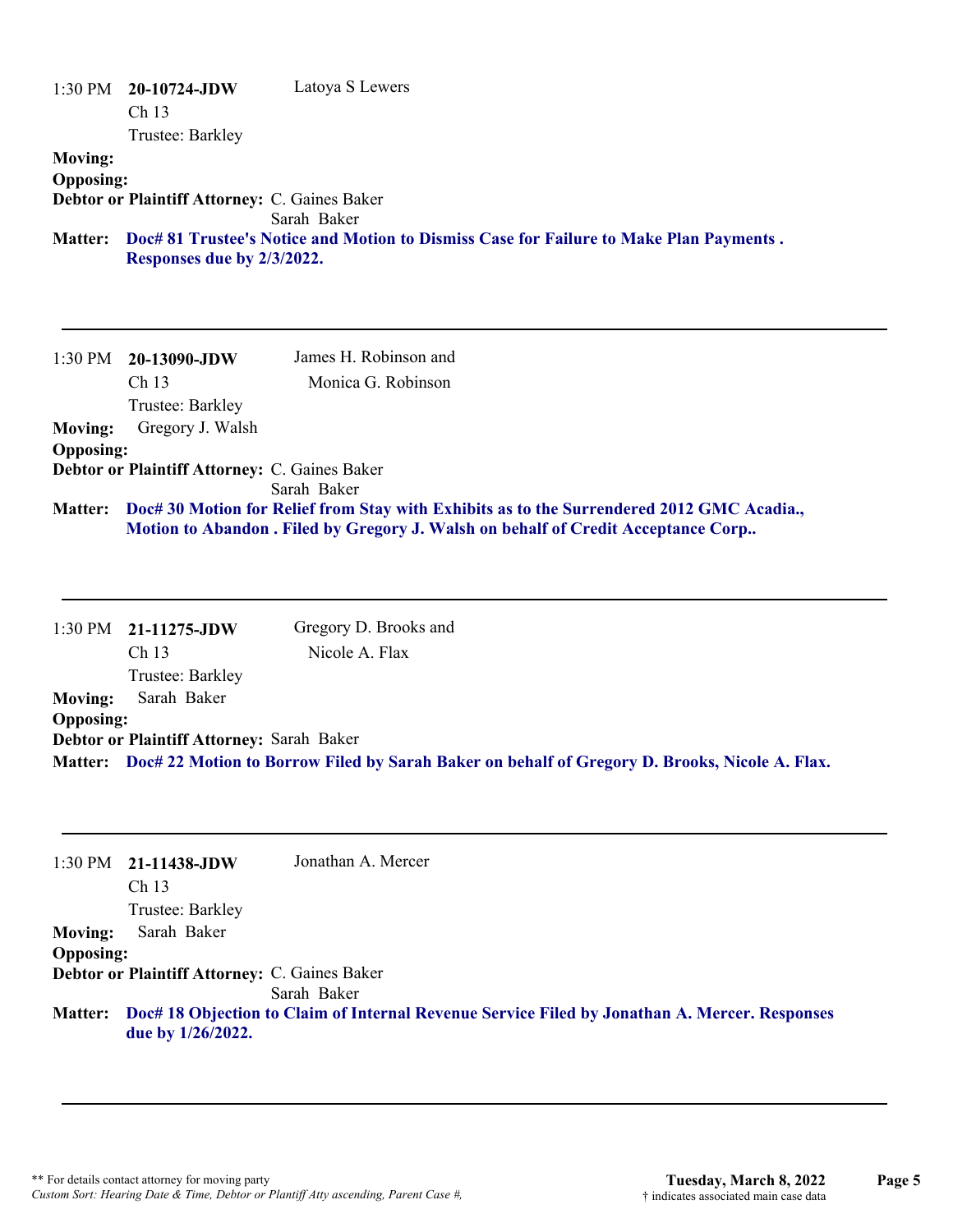1:30 PM **20-10724-JDW** Latoya S Lewers
Ch 13
Trustee: Barkley

**Moving:**
**Opposing:**
**Debtor or Plaintiff Attorney:** C. Gaines Baker
Sarah Baker

**Matter:** **Doc# 81 Trustee's Notice and Motion to Dismiss Case for Failure to Make Plan Payments . Responses due by 2/3/2022.**

---

1:30 PM **20-13090-JDW** James H. Robinson and
Monica G. Robinson
Ch 13
Trustee: Barkley

**Moving:** Gregory J. Walsh
**Opposing:**
**Debtor or Plaintiff Attorney:** C. Gaines Baker
Sarah Baker

**Matter:** **Doc# 30 Motion for Relief from Stay with Exhibits as to the Surrendered 2012 GMC Acadia., Motion to Abandon . Filed by Gregory J. Walsh on behalf of Credit Acceptance Corp..**

---

1:30 PM **21-11275-JDW** Gregory D. Brooks and
Nicole A. Flax
Ch 13
Trustee: Barkley

**Moving:** Sarah Baker
**Opposing:**
**Debtor or Plaintiff Attorney:** Sarah Baker

**Matter:** **Doc# 22 Motion to Borrow Filed by Sarah Baker on behalf of Gregory D. Brooks, Nicole A. Flax.**

---

1:30 PM **21-11438-JDW** Jonathan A. Mercer
Ch 13
Trustee: Barkley

**Moving:** Sarah Baker
**Opposing:**
**Debtor or Plaintiff Attorney:** C. Gaines Baker
Sarah Baker

**Matter:** **Doc# 18 Objection to Claim of Internal Revenue Service Filed by Jonathan A. Mercer. Responses due by 1/26/2022.**

---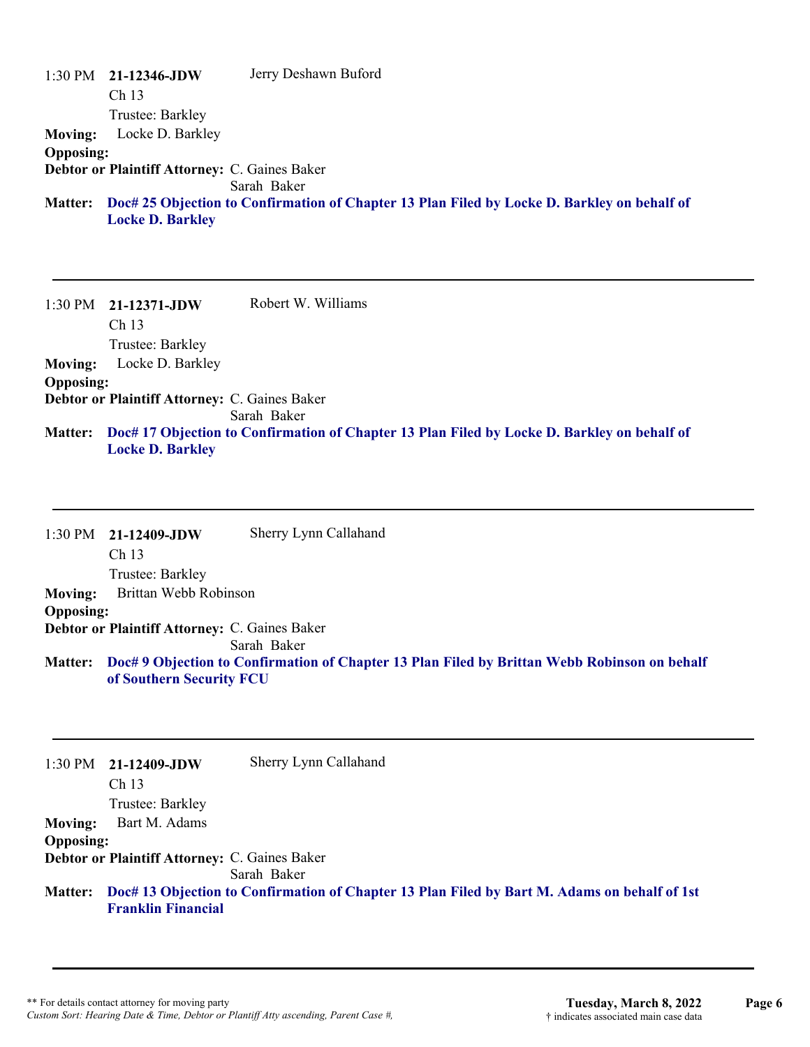1:30 PM **21-12346-JDW** Jerry Deshawn Buford
Ch 13
Trustee: Barkley

**Moving:** Locke D. Barkley
**Opposing:**
**Debtor or Plaintiff Attorney:** C. Gaines Baker
Sarah Baker

**Matter:** **Doc# 25 Objection to Confirmation of Chapter 13 Plan Filed by Locke D. Barkley on behalf of Locke D. Barkley**

---

1:30 PM **21-12371-JDW** Robert W. Williams
Ch 13
Trustee: Barkley

**Moving:** Locke D. Barkley
**Opposing:**
**Debtor or Plaintiff Attorney:** C. Gaines Baker
Sarah Baker

**Matter:** **Doc# 17 Objection to Confirmation of Chapter 13 Plan Filed by Locke D. Barkley on behalf of Locke D. Barkley**

---

1:30 PM **21-12409-JDW** Sherry Lynn Callahand
Ch 13
Trustee: Barkley

**Moving:** Brittan Webb Robinson
**Opposing:**
**Debtor or Plaintiff Attorney:** C. Gaines Baker
Sarah Baker

**Matter:** **Doc# 9 Objection to Confirmation of Chapter 13 Plan Filed by Brittan Webb Robinson on behalf of Southern Security FCU**

---

1:30 PM **21-12409-JDW** Sherry Lynn Callahand
Ch 13
Trustee: Barkley

**Moving:** Bart M. Adams
**Opposing:**
**Debtor or Plaintiff Attorney:** C. Gaines Baker
Sarah Baker

**Matter:** **Doc# 13 Objection to Confirmation of Chapter 13 Plan Filed by Bart M. Adams on behalf of 1st Franklin Financial**

---

** For details contact attorney for moving party
*Custom Sort: Hearing Date & Time, Debtor or Plantiff Atty ascending, Parent Case #,*

**Tuesday, March 8, 2022**
† indicates associated main case data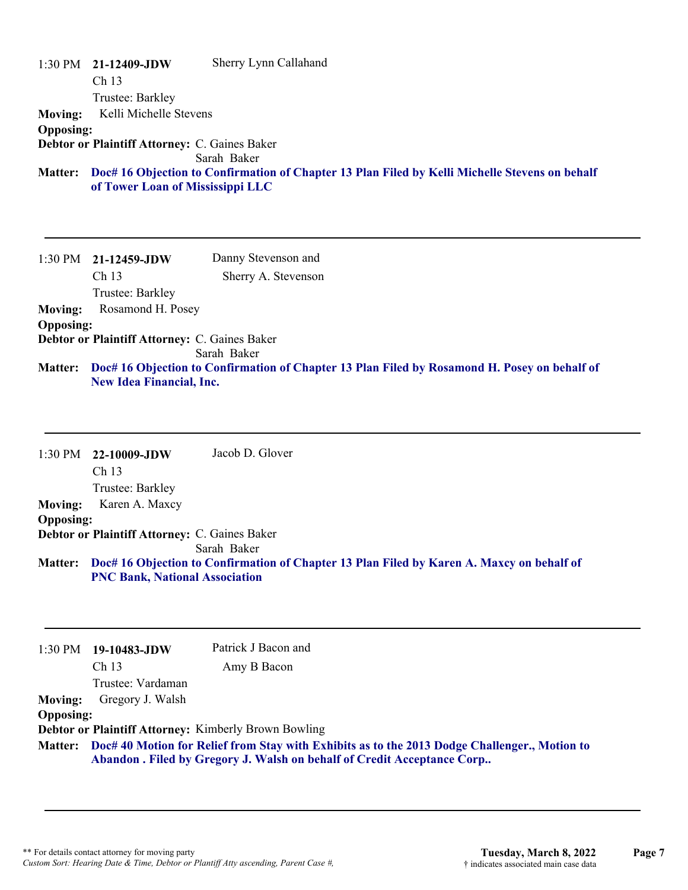1:30 PM **21-12409-JDW** Sherry Lynn Callahand
Ch 13
Trustee: Barkley

**Moving:** Kelli Michelle Stevens

**Opposing:**

**Debtor or Plaintiff Attorney:** C. Gaines Baker
Sarah Baker

**Matter:** **Doc# 16 Objection to Confirmation of Chapter 13 Plan Filed by Kelli Michelle Stevens on behalf of Tower Loan of Mississippi LLC**

---

1:30 PM **21-12459-JDW** Danny Stevenson and
Sherry A. Stevenson
Ch 13
Trustee: Barkley

**Moving:** Rosamond H. Posey

**Opposing:**

**Debtor or Plaintiff Attorney:** C. Gaines Baker
Sarah Baker

**Matter:** **Doc# 16 Objection to Confirmation of Chapter 13 Plan Filed by Rosamond H. Posey on behalf of New Idea Financial, Inc.**

---

1:30 PM **22-10009-JDW** Jacob D. Glover
Ch 13
Trustee: Barkley

**Moving:** Karen A. Maxcy

**Opposing:**

**Debtor or Plaintiff Attorney:** C. Gaines Baker
Sarah Baker

**Matter:** **Doc# 16 Objection to Confirmation of Chapter 13 Plan Filed by Karen A. Maxcy on behalf of PNC Bank, National Association**

---

1:30 PM **19-10483-JDW** Patrick J Bacon and
Amy B Bacon
Ch 13
Trustee: Vardaman

**Moving:** Gregory J. Walsh

**Opposing:**

**Debtor or Plaintiff Attorney:** Kimberly Brown Bowling

**Matter:** **Doc# 40 Motion for Relief from Stay with Exhibits as to the 2013 Dodge Challenger., Motion to Abandon . Filed by Gregory J. Walsh on behalf of Credit Acceptance Corp..**

---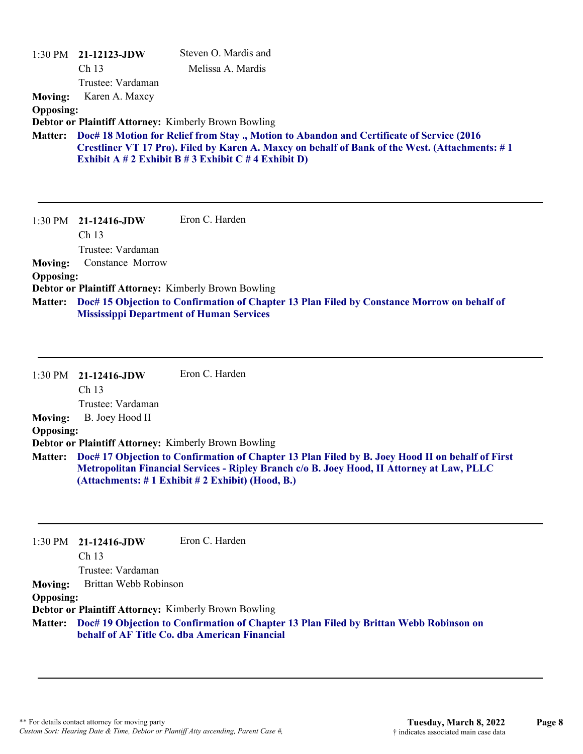1:30 PM **21-12123-JDW** Steven O. Mardis and Melissa A. Mardis
Ch 13
Trustee: Vardaman

**Moving:** Karen A. Maxcy
**Opposing:**
**Debtor or Plaintiff Attorney:** Kimberly Brown Bowling
**Matter:** **Doc# 18 Motion for Relief from Stay ., Motion to Abandon and Certificate of Service (2016 Crestliner VT 17 Pro). Filed by Karen A. Maxcy on behalf of Bank of the West. (Attachments: # 1 Exhibit A # 2 Exhibit B # 3 Exhibit C # 4 Exhibit D)**

---

1:30 PM **21-12416-JDW** Eron C. Harden
Ch 13
Trustee: Vardaman

**Moving:** Constance Morrow
**Opposing:**
**Debtor or Plaintiff Attorney:** Kimberly Brown Bowling
**Matter:** **Doc# 15 Objection to Confirmation of Chapter 13 Plan Filed by Constance Morrow on behalf of Mississippi Department of Human Services**

---

1:30 PM **21-12416-JDW** Eron C. Harden
Ch 13
Trustee: Vardaman

**Moving:** B. Joey Hood II
**Opposing:**
**Debtor or Plaintiff Attorney:** Kimberly Brown Bowling
**Matter:** **Doc# 17 Objection to Confirmation of Chapter 13 Plan Filed by B. Joey Hood II on behalf of First Metropolitan Financial Services - Ripley Branch c/o B. Joey Hood, II Attorney at Law, PLLC (Attachments: # 1 Exhibit # 2 Exhibit) (Hood, B.)**

---

1:30 PM **21-12416-JDW** Eron C. Harden
Ch 13
Trustee: Vardaman

**Moving:** Brittan Webb Robinson
**Opposing:**
**Debtor or Plaintiff Attorney:** Kimberly Brown Bowling
**Matter:** **Doc# 19 Objection to Confirmation of Chapter 13 Plan Filed by Brittan Webb Robinson on behalf of AF Title Co. dba American Financial**

---

** For details contact attorney for moving party
*Custom Sort: Hearing Date & Time, Debtor or Plantiff Atty ascending, Parent Case #,*

**Tuesday, March 8, 2022**
† indicates associated main case data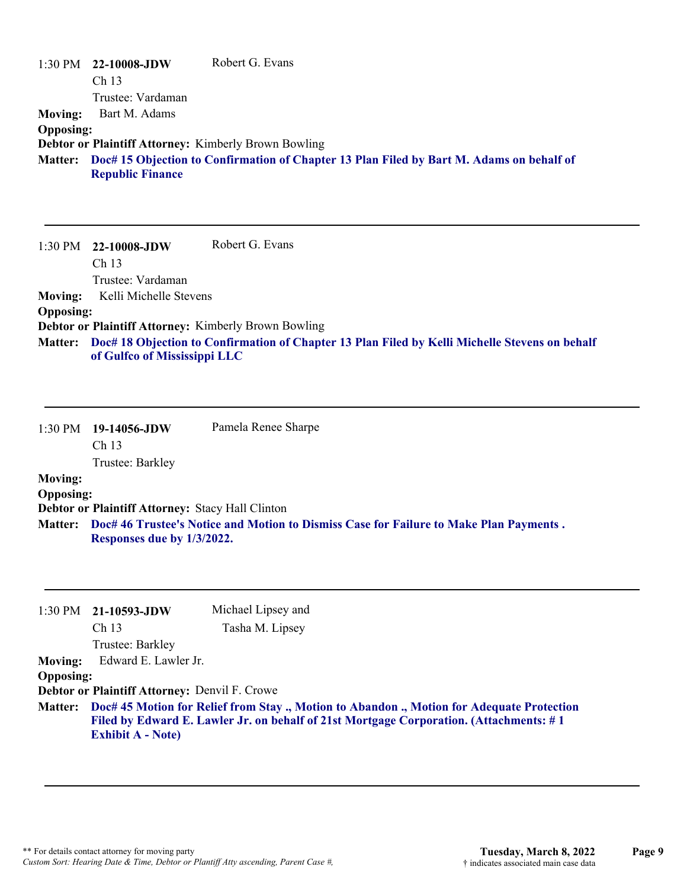1:30 PM **22-10008-JDW** Robert G. Evans
Ch 13
Trustee: Vardaman

**Moving:** Bart M. Adams

**Opposing:**

**Debtor or Plaintiff Attorney:** Kimberly Brown Bowling

**Matter:** **Doc# 15 Objection to Confirmation of Chapter 13 Plan Filed by Bart M. Adams on behalf of Republic Finance**

---

1:30 PM **22-10008-JDW** Robert G. Evans
Ch 13
Trustee: Vardaman

**Moving:** Kelli Michelle Stevens

**Opposing:**

**Debtor or Plaintiff Attorney:** Kimberly Brown Bowling

**Matter:** **Doc# 18 Objection to Confirmation of Chapter 13 Plan Filed by Kelli Michelle Stevens on behalf of Gulfco of Mississippi LLC**

---

1:30 PM **19-14056-JDW** Pamela Renee Sharpe
Ch 13
Trustee: Barkley

**Moving:**

**Opposing:**

**Debtor or Plaintiff Attorney:** Stacy Hall Clinton

**Matter:** **Doc# 46 Trustee's Notice and Motion to Dismiss Case for Failure to Make Plan Payments . Responses due by 1/3/2022.**

---

1:30 PM **21-10593-JDW** Michael Lipsey and Tasha M. Lipsey
Ch 13
Trustee: Barkley

**Moving:** Edward E. Lawler Jr.

**Opposing:**

**Debtor or Plaintiff Attorney:** Denvil F. Crowe

**Matter:** **Doc# 45 Motion for Relief from Stay ., Motion to Abandon ., Motion for Adequate Protection Filed by Edward E. Lawler Jr. on behalf of 21st Mortgage Corporation. (Attachments: # 1 Exhibit A - Note)**

---

** For details contact attorney for moving party
*Custom Sort: Hearing Date & Time, Debtor or Plantiff Atty ascending, Parent Case #,*

**Tuesday, March 8, 2022**
† indicates associated main case data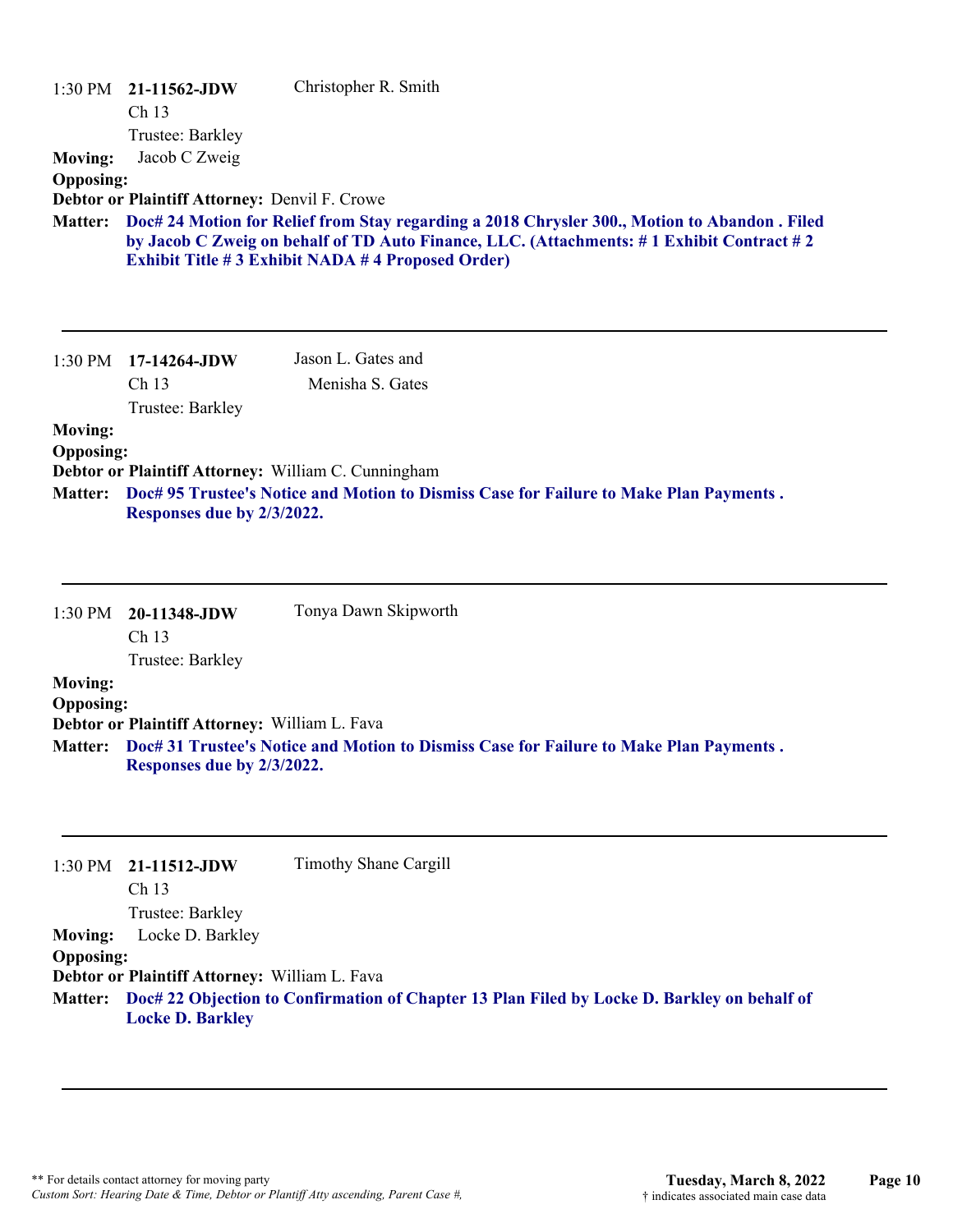1:30 PM **21-11562-JDW** Christopher R. Smith
Ch 13
Trustee: Barkley

**Moving:** Jacob C Zweig

**Opposing:**

**Debtor or Plaintiff Attorney:** Denvil F. Crowe

**Matter:** **Doc# 24 Motion for Relief from Stay regarding a 2018 Chrysler 300., Motion to Abandon . Filed by Jacob C Zweig on behalf of TD Auto Finance, LLC. (Attachments: # 1 Exhibit Contract # 2 Exhibit Title # 3 Exhibit NADA # 4 Proposed Order)**

---

1:30 PM **17-14264-JDW** Jason L. Gates and Menisha S. Gates
Ch 13
Trustee: Barkley

**Moving:**

**Opposing:**

**Debtor or Plaintiff Attorney:** William C. Cunningham

**Matter:** **Doc# 95 Trustee's Notice and Motion to Dismiss Case for Failure to Make Plan Payments . Responses due by 2/3/2022.**

---

1:30 PM **20-11348-JDW** Tonya Dawn Skipworth
Ch 13
Trustee: Barkley

**Moving:**

**Opposing:**

**Debtor or Plaintiff Attorney:** William L. Fava

**Matter:** **Doc# 31 Trustee's Notice and Motion to Dismiss Case for Failure to Make Plan Payments . Responses due by 2/3/2022.**

---

1:30 PM **21-11512-JDW** Timothy Shane Cargill
Ch 13
Trustee: Barkley

**Moving:** Locke D. Barkley

**Opposing:**

**Debtor or Plaintiff Attorney:** William L. Fava

**Matter:** **Doc# 22 Objection to Confirmation of Chapter 13 Plan Filed by Locke D. Barkley on behalf of Locke D. Barkley**

---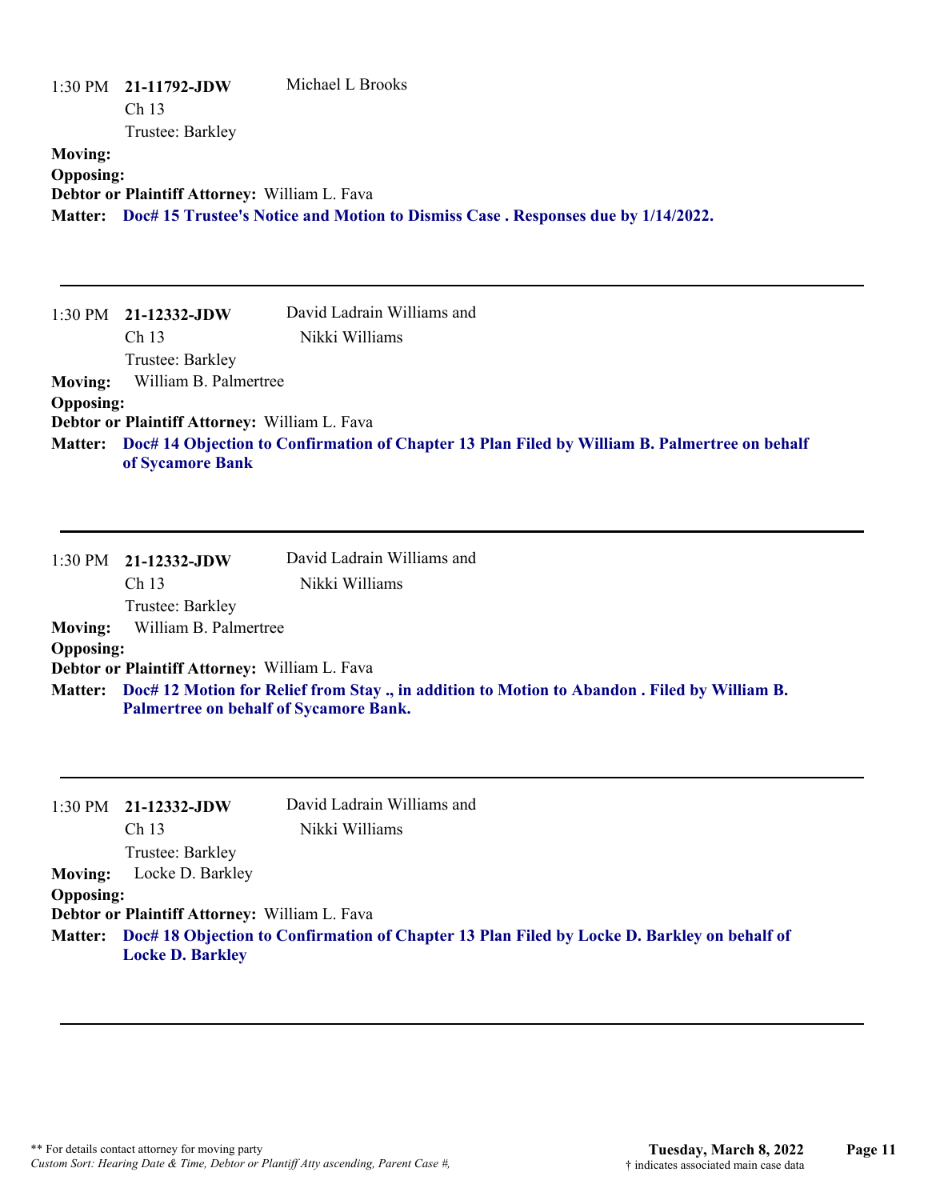1:30 PM **21-11792-JDW** Michael L Brooks
Ch 13
Trustee: Barkley

**Moving:**
**Opposing:**
**Debtor or Plaintiff Attorney:** William L. Fava
**Matter:** **Doc# 15 Trustee's Notice and Motion to Dismiss Case . Responses due by 1/14/2022.**

---

1:30 PM **21-12332-JDW** David Ladrain Williams and Nikki Williams
Ch 13
Trustee: Barkley

**Moving:** William B. Palmertree
**Opposing:**
**Debtor or Plaintiff Attorney:** William L. Fava
**Matter:** **Doc# 14 Objection to Confirmation of Chapter 13 Plan Filed by William B. Palmertree on behalf of Sycamore Bank**

---

1:30 PM **21-12332-JDW** David Ladrain Williams and Nikki Williams
Ch 13
Trustee: Barkley

**Moving:** William B. Palmertree
**Opposing:**
**Debtor or Plaintiff Attorney:** William L. Fava
**Matter:** **Doc# 12 Motion for Relief from Stay ., in addition to Motion to Abandon . Filed by William B. Palmertree on behalf of Sycamore Bank.**

---

1:30 PM **21-12332-JDW** David Ladrain Williams and Nikki Williams
Ch 13
Trustee: Barkley

**Moving:** Locke D. Barkley
**Opposing:**
**Debtor or Plaintiff Attorney:** William L. Fava
**Matter:** **Doc# 18 Objection to Confirmation of Chapter 13 Plan Filed by Locke D. Barkley on behalf of Locke D. Barkley**

---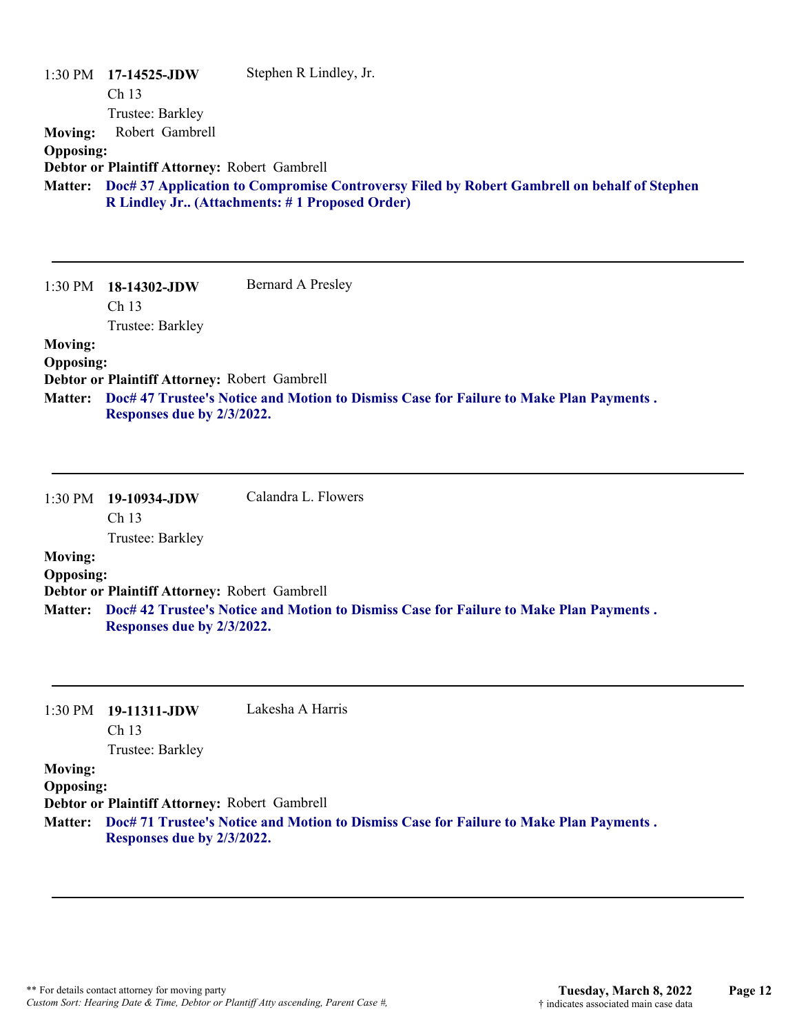1:30 PM **17-14525-JDW** Stephen R Lindley, Jr.
Ch 13
Trustee: Barkley

**Moving:** Robert Gambrell
**Opposing:**
**Debtor or Plaintiff Attorney:** Robert Gambrell
**Matter:** **Doc# 37 Application to Compromise Controversy Filed by Robert Gambrell on behalf of Stephen R Lindley Jr.. (Attachments: # 1 Proposed Order)**

---

1:30 PM **18-14302-JDW** Bernard A Presley
Ch 13
Trustee: Barkley

**Moving:**
**Opposing:**
**Debtor or Plaintiff Attorney:** Robert Gambrell
**Matter:** **Doc# 47 Trustee's Notice and Motion to Dismiss Case for Failure to Make Plan Payments . Responses due by 2/3/2022.**

---

1:30 PM **19-10934-JDW** Calandra L. Flowers
Ch 13
Trustee: Barkley

**Moving:**
**Opposing:**
**Debtor or Plaintiff Attorney:** Robert Gambrell
**Matter:** **Doc# 42 Trustee's Notice and Motion to Dismiss Case for Failure to Make Plan Payments . Responses due by 2/3/2022.**

---

1:30 PM **19-11311-JDW** Lakesha A Harris
Ch 13
Trustee: Barkley

**Moving:**
**Opposing:**
**Debtor or Plaintiff Attorney:** Robert Gambrell
**Matter:** **Doc# 71 Trustee's Notice and Motion to Dismiss Case for Failure to Make Plan Payments . Responses due by 2/3/2022.**

---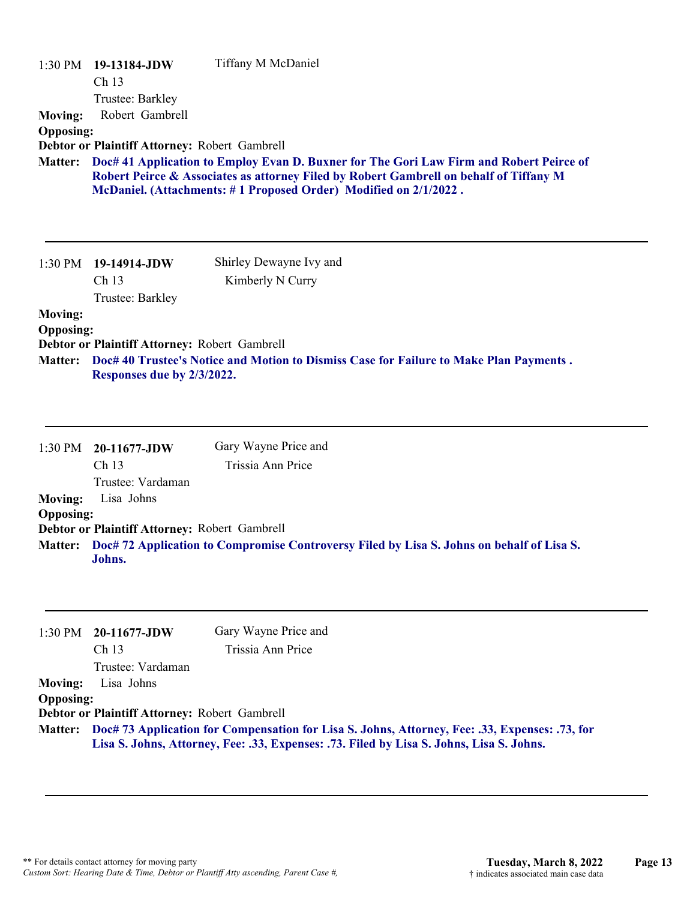1:30 PM **19-13184-JDW** Tiffany M McDaniel
Ch 13
Trustee: Barkley

**Moving:** Robert Gambrell
**Opposing:**
**Debtor or Plaintiff Attorney:** Robert Gambrell
**Matter:** **Doc# 41 Application to Employ Evan D. Buxner for The Gori Law Firm and Robert Peirce of Robert Peirce & Associates as attorney Filed by Robert Gambrell on behalf of Tiffany M McDaniel. (Attachments: # 1 Proposed Order) Modified on 2/1/2022 .**

---

1:30 PM **19-14914-JDW** Shirley Dewayne Ivy and Kimberly N Curry
Ch 13
Trustee: Barkley

**Moving:**
**Opposing:**
**Debtor or Plaintiff Attorney:** Robert Gambrell
**Matter:** **Doc# 40 Trustee's Notice and Motion to Dismiss Case for Failure to Make Plan Payments . Responses due by 2/3/2022.**

---

1:30 PM **20-11677-JDW** Gary Wayne Price and Trissia Ann Price
Ch 13
Trustee: Vardaman

**Moving:** Lisa Johns
**Opposing:**
**Debtor or Plaintiff Attorney:** Robert Gambrell
**Matter:** **Doc# 72 Application to Compromise Controversy Filed by Lisa S. Johns on behalf of Lisa S. Johns.**

---

1:30 PM **20-11677-JDW** Gary Wayne Price and Trissia Ann Price
Ch 13
Trustee: Vardaman

**Moving:** Lisa Johns
**Opposing:**
**Debtor or Plaintiff Attorney:** Robert Gambrell
**Matter:** **Doc# 73 Application for Compensation for Lisa S. Johns, Attorney, Fee: .33, Expenses: .73, for Lisa S. Johns, Attorney, Fee: .33, Expenses: .73. Filed by Lisa S. Johns, Lisa S. Johns.**

---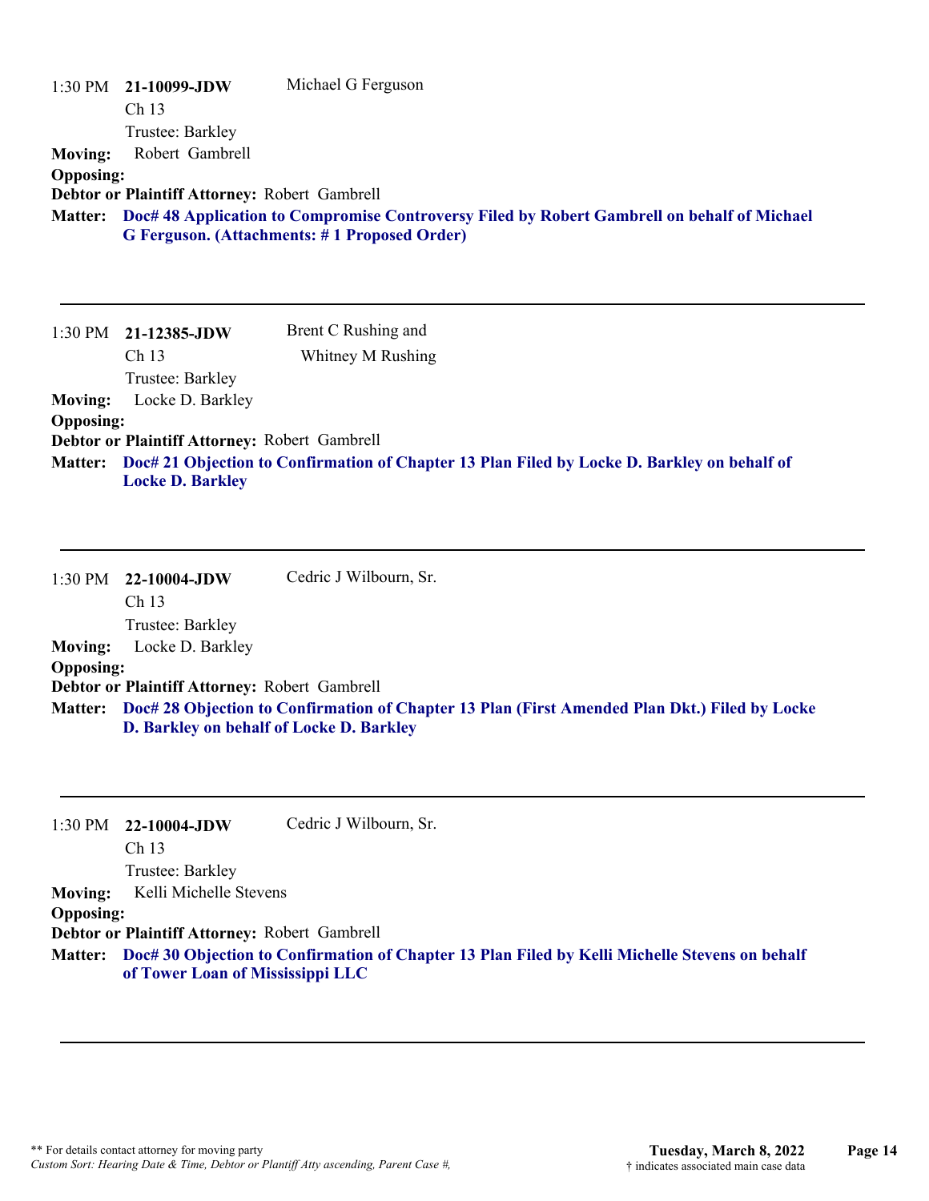1:30 PM **21-10099-JDW** Michael G Ferguson
Ch 13
Trustee: Barkley

**Moving:** Robert Gambrell
**Opposing:**
**Debtor or Plaintiff Attorney:** Robert Gambrell
**Matter:** **Doc# 48 Application to Compromise Controversy Filed by Robert Gambrell on behalf of Michael G Ferguson. (Attachments: # 1 Proposed Order)**

---

1:30 PM **21-12385-JDW** Brent C Rushing and Whitney M Rushing
Ch 13
Trustee: Barkley

**Moving:** Locke D. Barkley
**Opposing:**
**Debtor or Plaintiff Attorney:** Robert Gambrell
**Matter:** **Doc# 21 Objection to Confirmation of Chapter 13 Plan Filed by Locke D. Barkley on behalf of Locke D. Barkley**

---

1:30 PM **22-10004-JDW** Cedric J Wilbourn, Sr.
Ch 13
Trustee: Barkley

**Moving:** Locke D. Barkley
**Opposing:**
**Debtor or Plaintiff Attorney:** Robert Gambrell
**Matter:** **Doc# 28 Objection to Confirmation of Chapter 13 Plan (First Amended Plan Dkt.) Filed by Locke D. Barkley on behalf of Locke D. Barkley**

---

1:30 PM **22-10004-JDW** Cedric J Wilbourn, Sr.
Ch 13
Trustee: Barkley

**Moving:** Kelli Michelle Stevens
**Opposing:**
**Debtor or Plaintiff Attorney:** Robert Gambrell
**Matter:** **Doc# 30 Objection to Confirmation of Chapter 13 Plan Filed by Kelli Michelle Stevens on behalf of Tower Loan of Mississippi LLC**

---

** For details contact attorney for moving party
*Custom Sort: Hearing Date & Time, Debtor or Plantiff Atty ascending, Parent Case #,*

**Tuesday, March 8, 2022**
† indicates associated main case data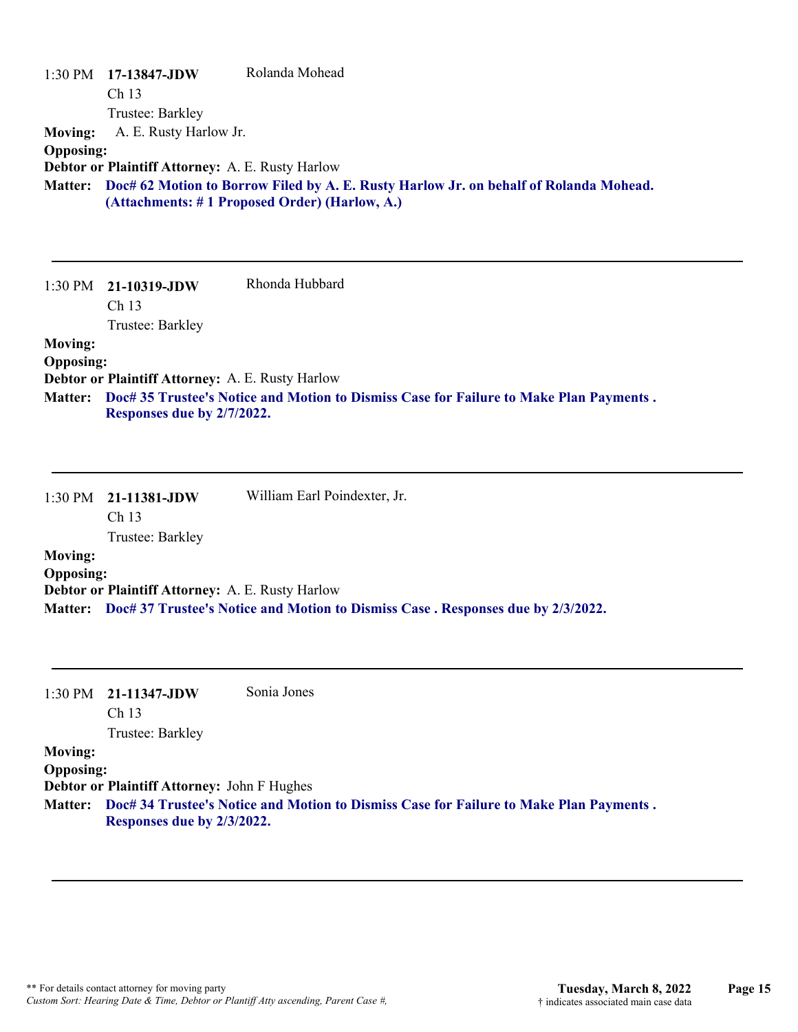1:30 PM **17-13847-JDW** Rolanda Mohead
Ch 13
Trustee: Barkley

**Moving:** A. E. Rusty Harlow Jr.
**Opposing:**
**Debtor or Plaintiff Attorney:** A. E. Rusty Harlow
**Matter:** **Doc# 62 Motion to Borrow Filed by A. E. Rusty Harlow Jr. on behalf of Rolanda Mohead. (Attachments: # 1 Proposed Order) (Harlow, A.)**

---

1:30 PM **21-10319-JDW** Rhonda Hubbard
Ch 13
Trustee: Barkley

**Moving:**
**Opposing:**
**Debtor or Plaintiff Attorney:** A. E. Rusty Harlow
**Matter:** **Doc# 35 Trustee's Notice and Motion to Dismiss Case for Failure to Make Plan Payments . Responses due by 2/7/2022.**

---

1:30 PM **21-11381-JDW** William Earl Poindexter, Jr.
Ch 13
Trustee: Barkley

**Moving:**
**Opposing:**
**Debtor or Plaintiff Attorney:** A. E. Rusty Harlow
**Matter:** **Doc# 37 Trustee's Notice and Motion to Dismiss Case . Responses due by 2/3/2022.**

---

1:30 PM **21-11347-JDW** Sonia Jones
Ch 13
Trustee: Barkley

**Moving:**
**Opposing:**
**Debtor or Plaintiff Attorney:** John F Hughes
**Matter:** **Doc# 34 Trustee's Notice and Motion to Dismiss Case for Failure to Make Plan Payments . Responses due by 2/3/2022.**

---

** For details contact attorney for moving party
*Custom Sort: Hearing Date & Time, Debtor or Plantiff Atty ascending, Parent Case #,*

**Tuesday, March 8, 2022**
† indicates associated main case data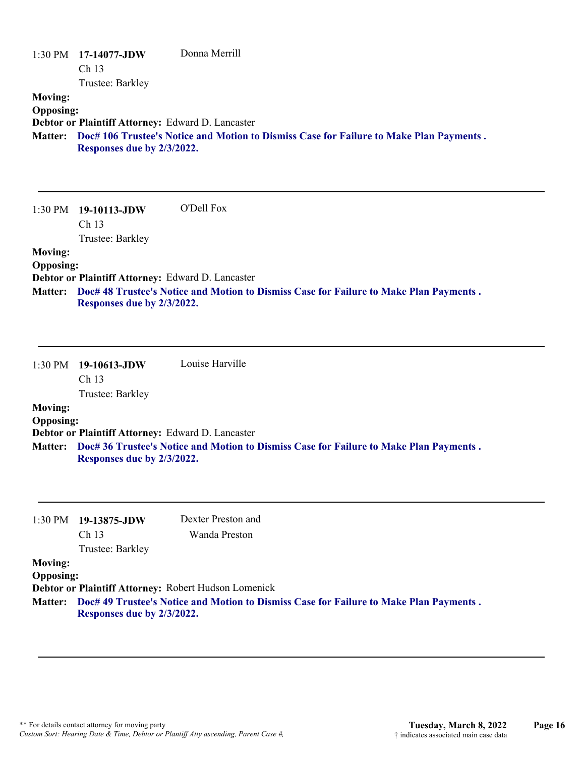1:30 PM **17-14077-JDW** Donna Merrill
Ch 13
Trustee: Barkley

**Moving:**
**Opposing:**
**Debtor or Plaintiff Attorney:** Edward D. Lancaster
**Matter:** **Doc# 106 Trustee's Notice and Motion to Dismiss Case for Failure to Make Plan Payments . Responses due by 2/3/2022.**

---

1:30 PM **19-10113-JDW** O'Dell Fox
Ch 13
Trustee: Barkley

**Moving:**
**Opposing:**
**Debtor or Plaintiff Attorney:** Edward D. Lancaster
**Matter:** **Doc# 48 Trustee's Notice and Motion to Dismiss Case for Failure to Make Plan Payments . Responses due by 2/3/2022.**

---

1:30 PM **19-10613-JDW** Louise Harville
Ch 13
Trustee: Barkley

**Moving:**
**Opposing:**
**Debtor or Plaintiff Attorney:** Edward D. Lancaster
**Matter:** **Doc# 36 Trustee's Notice and Motion to Dismiss Case for Failure to Make Plan Payments . Responses due by 2/3/2022.**

---

1:30 PM **19-13875-JDW** Dexter Preston and Wanda Preston
Ch 13
Trustee: Barkley

**Moving:**
**Opposing:**
**Debtor or Plaintiff Attorney:** Robert Hudson Lomenick
**Matter:** **Doc# 49 Trustee's Notice and Motion to Dismiss Case for Failure to Make Plan Payments . Responses due by 2/3/2022.**

---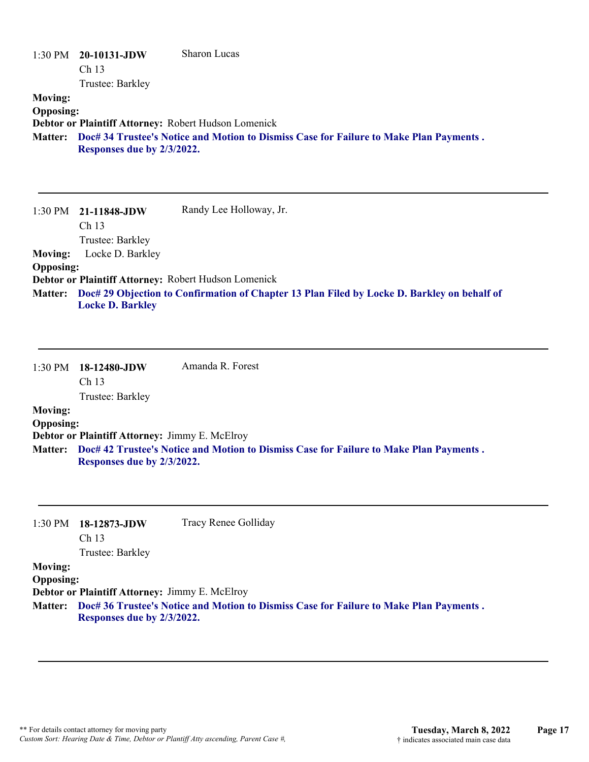1:30 PM **20-10131-JDW** Sharon Lucas
Ch 13
Trustee: Barkley

**Moving:**
**Opposing:**
**Debtor or Plaintiff Attorney:** Robert Hudson Lomenick
**Matter:** **Doc# 34 Trustee's Notice and Motion to Dismiss Case for Failure to Make Plan Payments . Responses due by 2/3/2022.**

---

1:30 PM **21-11848-JDW** Randy Lee Holloway, Jr.
Ch 13
Trustee: Barkley

**Moving:** Locke D. Barkley
**Opposing:**
**Debtor or Plaintiff Attorney:** Robert Hudson Lomenick
**Matter:** **Doc# 29 Objection to Confirmation of Chapter 13 Plan Filed by Locke D. Barkley on behalf of Locke D. Barkley**

---

1:30 PM **18-12480-JDW** Amanda R. Forest
Ch 13
Trustee: Barkley

**Moving:**
**Opposing:**
**Debtor or Plaintiff Attorney:** Jimmy E. McElroy
**Matter:** **Doc# 42 Trustee's Notice and Motion to Dismiss Case for Failure to Make Plan Payments . Responses due by 2/3/2022.**

---

1:30 PM **18-12873-JDW** Tracy Renee Golliday
Ch 13
Trustee: Barkley

**Moving:**
**Opposing:**
**Debtor or Plaintiff Attorney:** Jimmy E. McElroy
**Matter:** **Doc# 36 Trustee's Notice and Motion to Dismiss Case for Failure to Make Plan Payments . Responses due by 2/3/2022.**

---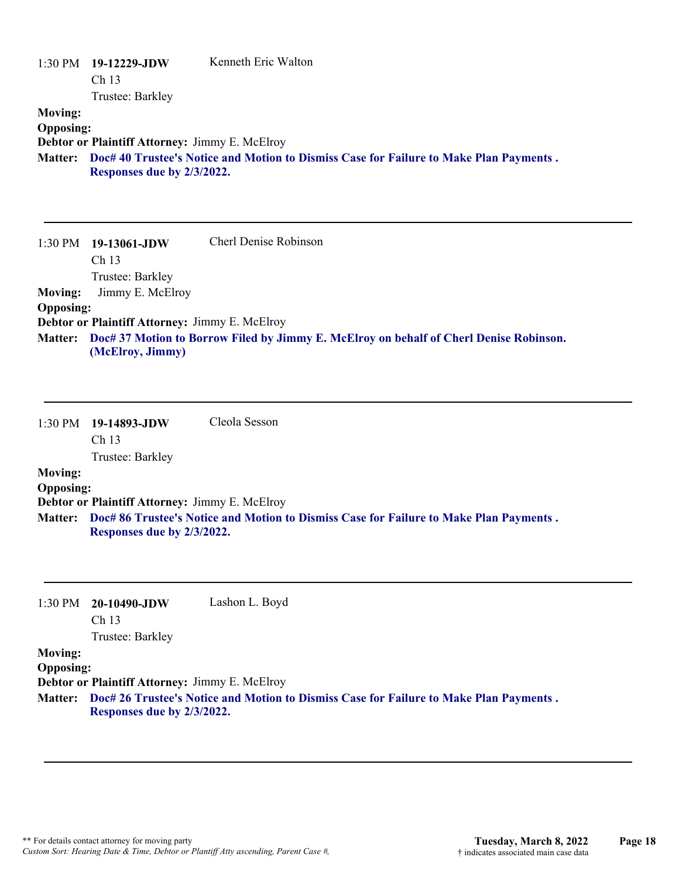1:30 PM **19-12229-JDW** Kenneth Eric Walton
Ch 13
Trustee: Barkley

**Moving:**
**Opposing:**
**Debtor or Plaintiff Attorney:** Jimmy E. McElroy
**Matter:** **Doc# 40 Trustee's Notice and Motion to Dismiss Case for Failure to Make Plan Payments . Responses due by 2/3/2022.**

---

1:30 PM **19-13061-JDW** Cherl Denise Robinson
Ch 13
Trustee: Barkley

**Moving:** Jimmy E. McElroy
**Opposing:**
**Debtor or Plaintiff Attorney:** Jimmy E. McElroy
**Matter:** **Doc# 37 Motion to Borrow Filed by Jimmy E. McElroy on behalf of Cherl Denise Robinson. (McElroy, Jimmy)**

---

1:30 PM **19-14893-JDW** Cleola Sesson
Ch 13
Trustee: Barkley

**Moving:**
**Opposing:**
**Debtor or Plaintiff Attorney:** Jimmy E. McElroy
**Matter:** **Doc# 86 Trustee's Notice and Motion to Dismiss Case for Failure to Make Plan Payments . Responses due by 2/3/2022.**

---

1:30 PM **20-10490-JDW** Lashon L. Boyd
Ch 13
Trustee: Barkley

**Moving:**
**Opposing:**
**Debtor or Plaintiff Attorney:** Jimmy E. McElroy
**Matter:** **Doc# 26 Trustee's Notice and Motion to Dismiss Case for Failure to Make Plan Payments . Responses due by 2/3/2022.**

---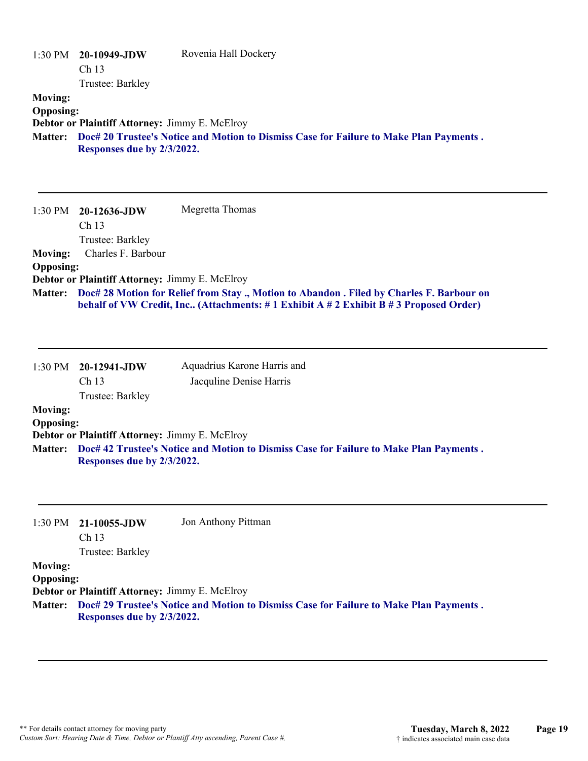1:30 PM **20-10949-JDW** Rovenia Hall Dockery
Ch 13
Trustee: Barkley

**Moving:**
**Opposing:**
**Debtor or Plaintiff Attorney:** Jimmy E. McElroy
**Matter:** **Doc# 20 Trustee's Notice and Motion to Dismiss Case for Failure to Make Plan Payments . Responses due by 2/3/2022.**

---

1:30 PM **20-12636-JDW** Megretta Thomas
Ch 13
Trustee: Barkley

**Moving:** Charles F. Barbour
**Opposing:**
**Debtor or Plaintiff Attorney:** Jimmy E. McElroy
**Matter:** **Doc# 28 Motion for Relief from Stay ., Motion to Abandon . Filed by Charles F. Barbour on behalf of VW Credit, Inc.. (Attachments: # 1 Exhibit A # 2 Exhibit B # 3 Proposed Order)**

---

1:30 PM **20-12941-JDW** Aquadrius Karone Harris and Jacquline Denise Harris
Ch 13
Trustee: Barkley

**Moving:**
**Opposing:**
**Debtor or Plaintiff Attorney:** Jimmy E. McElroy
**Matter:** **Doc# 42 Trustee's Notice and Motion to Dismiss Case for Failure to Make Plan Payments . Responses due by 2/3/2022.**

---

1:30 PM **21-10055-JDW** Jon Anthony Pittman
Ch 13
Trustee: Barkley

**Moving:**
**Opposing:**
**Debtor or Plaintiff Attorney:** Jimmy E. McElroy
**Matter:** **Doc# 29 Trustee's Notice and Motion to Dismiss Case for Failure to Make Plan Payments . Responses due by 2/3/2022.**

---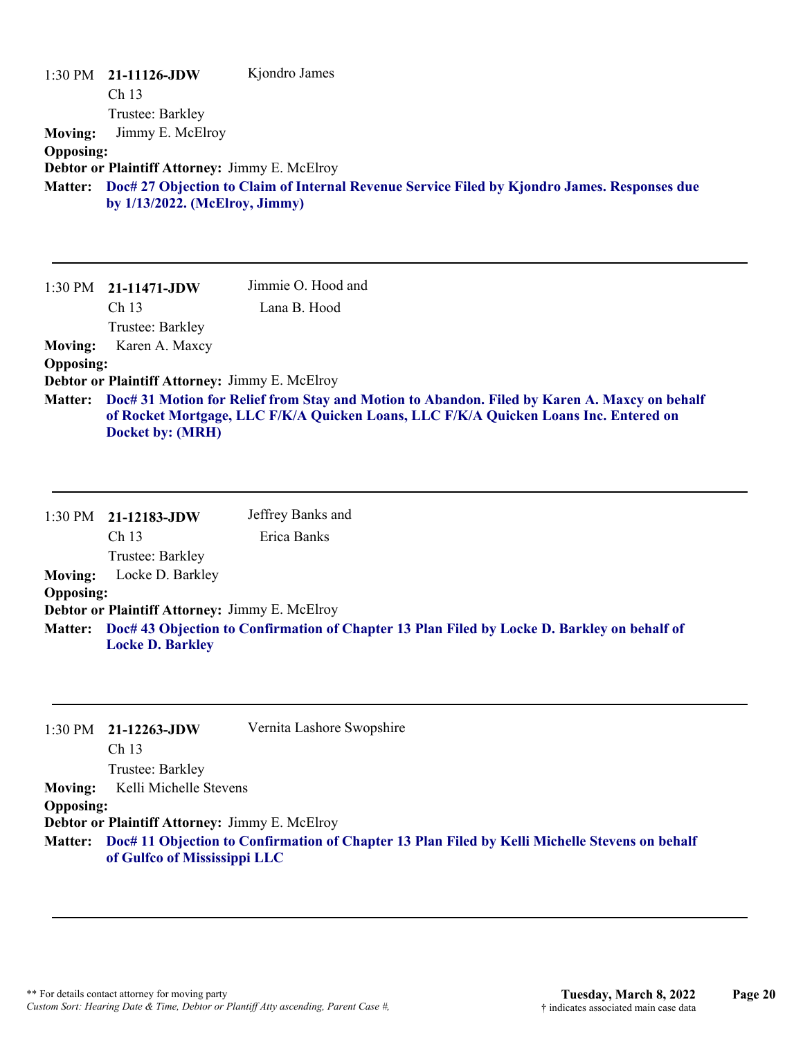1:30 PM **21-11126-JDW** Kjondro James
Ch 13
Trustee: Barkley

**Moving:** Jimmy E. McElroy

**Opposing:**

**Debtor or Plaintiff Attorney:** Jimmy E. McElroy

**Matter:** **Doc# 27 Objection to Claim of Internal Revenue Service Filed by Kjondro James. Responses due by 1/13/2022. (McElroy, Jimmy)**

---

1:30 PM **21-11471-JDW** Jimmie O. Hood and Lana B. Hood
Ch 13
Trustee: Barkley

**Moving:** Karen A. Maxcy

**Opposing:**

**Debtor or Plaintiff Attorney:** Jimmy E. McElroy

**Matter:** **Doc# 31 Motion for Relief from Stay and Motion to Abandon. Filed by Karen A. Maxcy on behalf of Rocket Mortgage, LLC F/K/A Quicken Loans, LLC F/K/A Quicken Loans Inc. Entered on Docket by: (MRH)**

---

1:30 PM **21-12183-JDW** Jeffrey Banks and Erica Banks
Ch 13
Trustee: Barkley

**Moving:** Locke D. Barkley

**Opposing:**

**Debtor or Plaintiff Attorney:** Jimmy E. McElroy

**Matter:** **Doc# 43 Objection to Confirmation of Chapter 13 Plan Filed by Locke D. Barkley on behalf of Locke D. Barkley**

---

1:30 PM **21-12263-JDW** Vernita Lashore Swopshire
Ch 13
Trustee: Barkley

**Moving:** Kelli Michelle Stevens

**Opposing:**

**Debtor or Plaintiff Attorney:** Jimmy E. McElroy

**Matter:** **Doc# 11 Objection to Confirmation of Chapter 13 Plan Filed by Kelli Michelle Stevens on behalf of Gulfco of Mississippi LLC**

---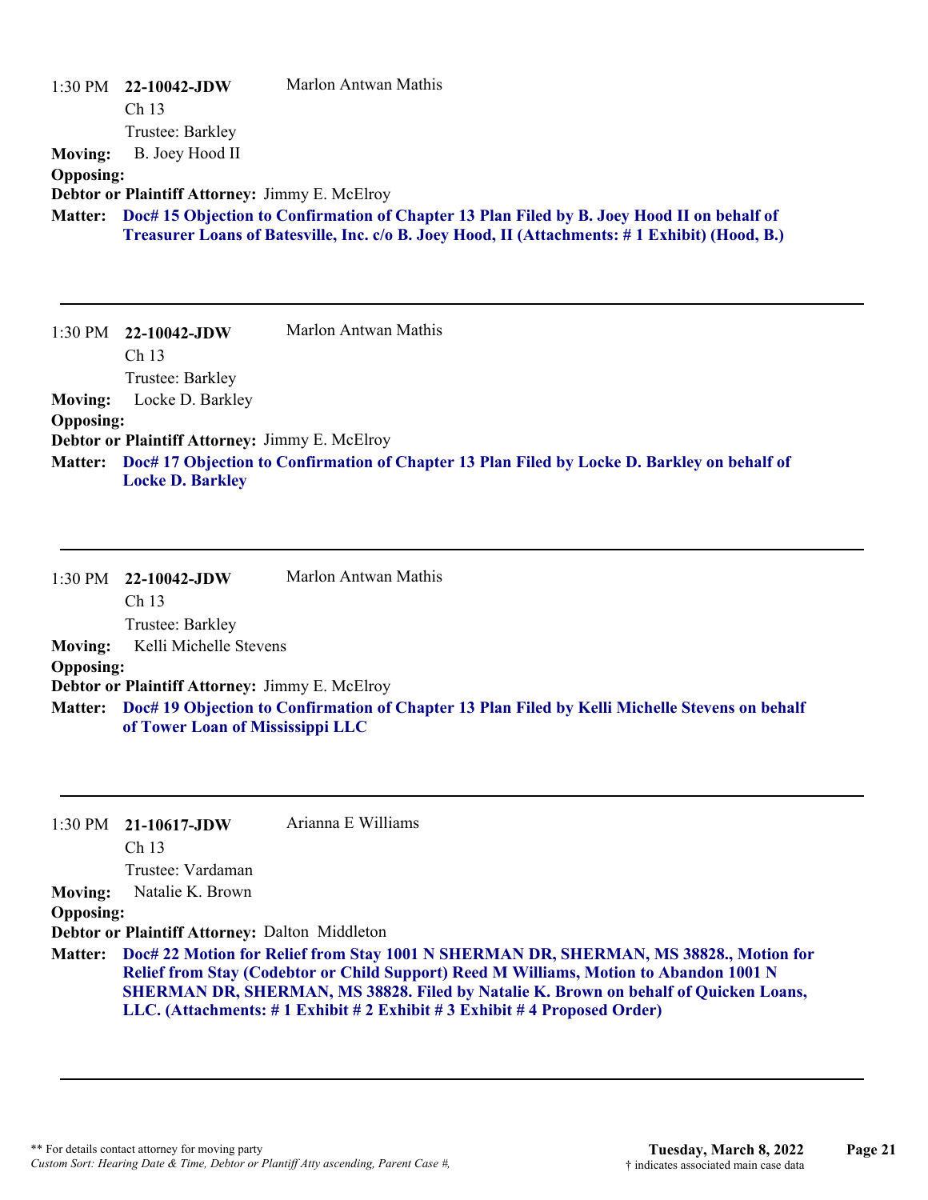1:30 PM **22-10042-JDW** Marlon Antwan Mathis
Ch 13
Trustee: Barkley

**Moving:** B. Joey Hood II

**Opposing:**

**Debtor or Plaintiff Attorney:** Jimmy E. McElroy

**Matter:** **Doc# 15 Objection to Confirmation of Chapter 13 Plan Filed by B. Joey Hood II on behalf of Treasurer Loans of Batesville, Inc. c/o B. Joey Hood, II (Attachments: # 1 Exhibit) (Hood, B.)**

---

1:30 PM **22-10042-JDW** Marlon Antwan Mathis
Ch 13
Trustee: Barkley

**Moving:** Locke D. Barkley

**Opposing:**

**Debtor or Plaintiff Attorney:** Jimmy E. McElroy

**Matter:** **Doc# 17 Objection to Confirmation of Chapter 13 Plan Filed by Locke D. Barkley on behalf of Locke D. Barkley**

---

1:30 PM **22-10042-JDW** Marlon Antwan Mathis
Ch 13
Trustee: Barkley

**Moving:** Kelli Michelle Stevens

**Opposing:**

**Debtor or Plaintiff Attorney:** Jimmy E. McElroy

**Matter:** **Doc# 19 Objection to Confirmation of Chapter 13 Plan Filed by Kelli Michelle Stevens on behalf of Tower Loan of Mississippi LLC**

---

1:30 PM **21-10617-JDW** Arianna E Williams
Ch 13
Trustee: Vardaman

**Moving:** Natalie K. Brown

**Opposing:**

**Debtor or Plaintiff Attorney:** Dalton Middleton

**Matter:** **Doc# 22 Motion for Relief from Stay 1001 N SHERMAN DR, SHERMAN, MS 38828., Motion for Relief from Stay (Codebtor or Child Support) Reed M Williams, Motion to Abandon 1001 N SHERMAN DR, SHERMAN, MS 38828. Filed by Natalie K. Brown on behalf of Quicken Loans, LLC. (Attachments: # 1 Exhibit # 2 Exhibit # 3 Exhibit # 4 Proposed Order)**

---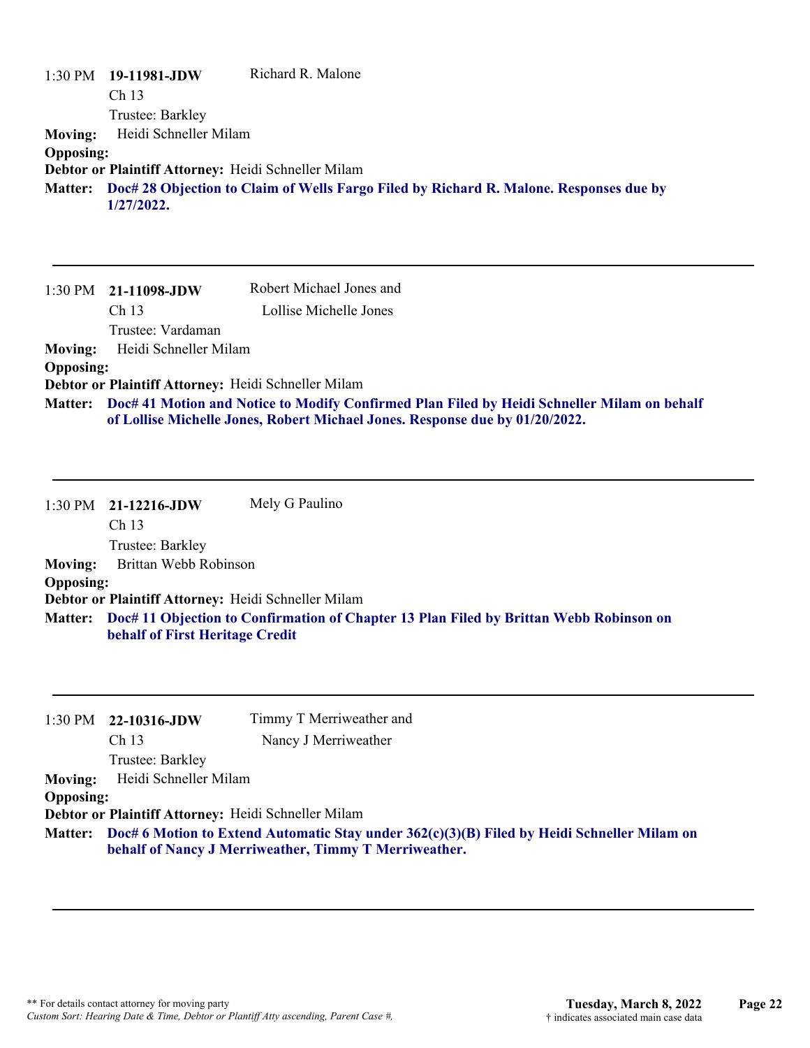1:30 PM **19-11981-JDW** Richard R. Malone
Ch 13
Trustee: Barkley

**Moving:** Heidi Schneller Milam
**Opposing:**
**Debtor or Plaintiff Attorney:** Heidi Schneller Milam
**Matter:** **Doc# 28 Objection to Claim of Wells Fargo Filed by Richard R. Malone. Responses due by 1/27/2022.**

---

1:30 PM **21-11098-JDW** Robert Michael Jones and Lollise Michelle Jones
Ch 13
Trustee: Vardaman

**Moving:** Heidi Schneller Milam
**Opposing:**
**Debtor or Plaintiff Attorney:** Heidi Schneller Milam
**Matter:** **Doc# 41 Motion and Notice to Modify Confirmed Plan Filed by Heidi Schneller Milam on behalf of Lollise Michelle Jones, Robert Michael Jones. Response due by 01/20/2022.**

---

1:30 PM **21-12216-JDW** Mely G Paulino
Ch 13
Trustee: Barkley

**Moving:** Brittan Webb Robinson
**Opposing:**
**Debtor or Plaintiff Attorney:** Heidi Schneller Milam
**Matter:** **Doc# 11 Objection to Confirmation of Chapter 13 Plan Filed by Brittan Webb Robinson on behalf of First Heritage Credit**

---

1:30 PM **22-10316-JDW** Timmy T Merriweather and Nancy J Merriweather
Ch 13
Trustee: Barkley

**Moving:** Heidi Schneller Milam
**Opposing:**
**Debtor or Plaintiff Attorney:** Heidi Schneller Milam
**Matter:** **Doc# 6 Motion to Extend Automatic Stay under 362(c)(3)(B) Filed by Heidi Schneller Milam on behalf of Nancy J Merriweather, Timmy T Merriweather.**

---

** For details contact attorney for moving party
*Custom Sort: Hearing Date & Time, Debtor or Plantiff Atty ascending, Parent Case #,*

**Tuesday, March 8, 2022**
† indicates associated main case data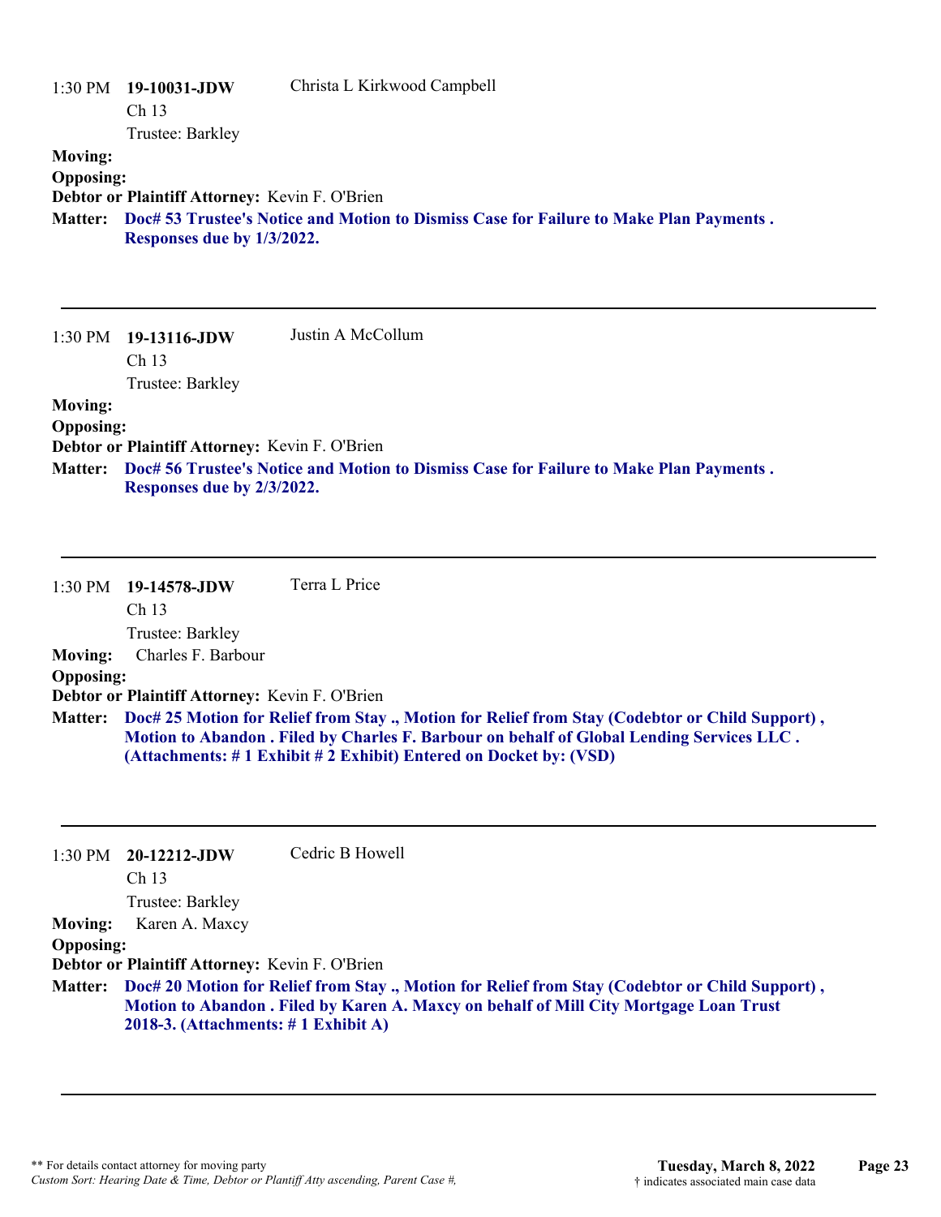1:30 PM **19-10031-JDW** Christa L Kirkwood Campbell
Ch 13
Trustee: Barkley

**Moving:**
**Opposing:**
**Debtor or Plaintiff Attorney:** Kevin F. O'Brien
**Matter:** **Doc# 53 Trustee's Notice and Motion to Dismiss Case for Failure to Make Plan Payments . Responses due by 1/3/2022.**

---

1:30 PM **19-13116-JDW** Justin A McCollum
Ch 13
Trustee: Barkley

**Moving:**
**Opposing:**
**Debtor or Plaintiff Attorney:** Kevin F. O'Brien
**Matter:** **Doc# 56 Trustee's Notice and Motion to Dismiss Case for Failure to Make Plan Payments . Responses due by 2/3/2022.**

---

1:30 PM **19-14578-JDW** Terra L Price
Ch 13
Trustee: Barkley

**Moving:** Charles F. Barbour
**Opposing:**
**Debtor or Plaintiff Attorney:** Kevin F. O'Brien
**Matter:** **Doc# 25 Motion for Relief from Stay ., Motion for Relief from Stay (Codebtor or Child Support) , Motion to Abandon . Filed by Charles F. Barbour on behalf of Global Lending Services LLC . (Attachments: # 1 Exhibit # 2 Exhibit) Entered on Docket by: (VSD)**

---

1:30 PM **20-12212-JDW** Cedric B Howell
Ch 13
Trustee: Barkley

**Moving:** Karen A. Maxcy
**Opposing:**
**Debtor or Plaintiff Attorney:** Kevin F. O'Brien
**Matter:** **Doc# 20 Motion for Relief from Stay ., Motion for Relief from Stay (Codebtor or Child Support) , Motion to Abandon . Filed by Karen A. Maxcy on behalf of Mill City Mortgage Loan Trust 2018-3. (Attachments: # 1 Exhibit A)**

---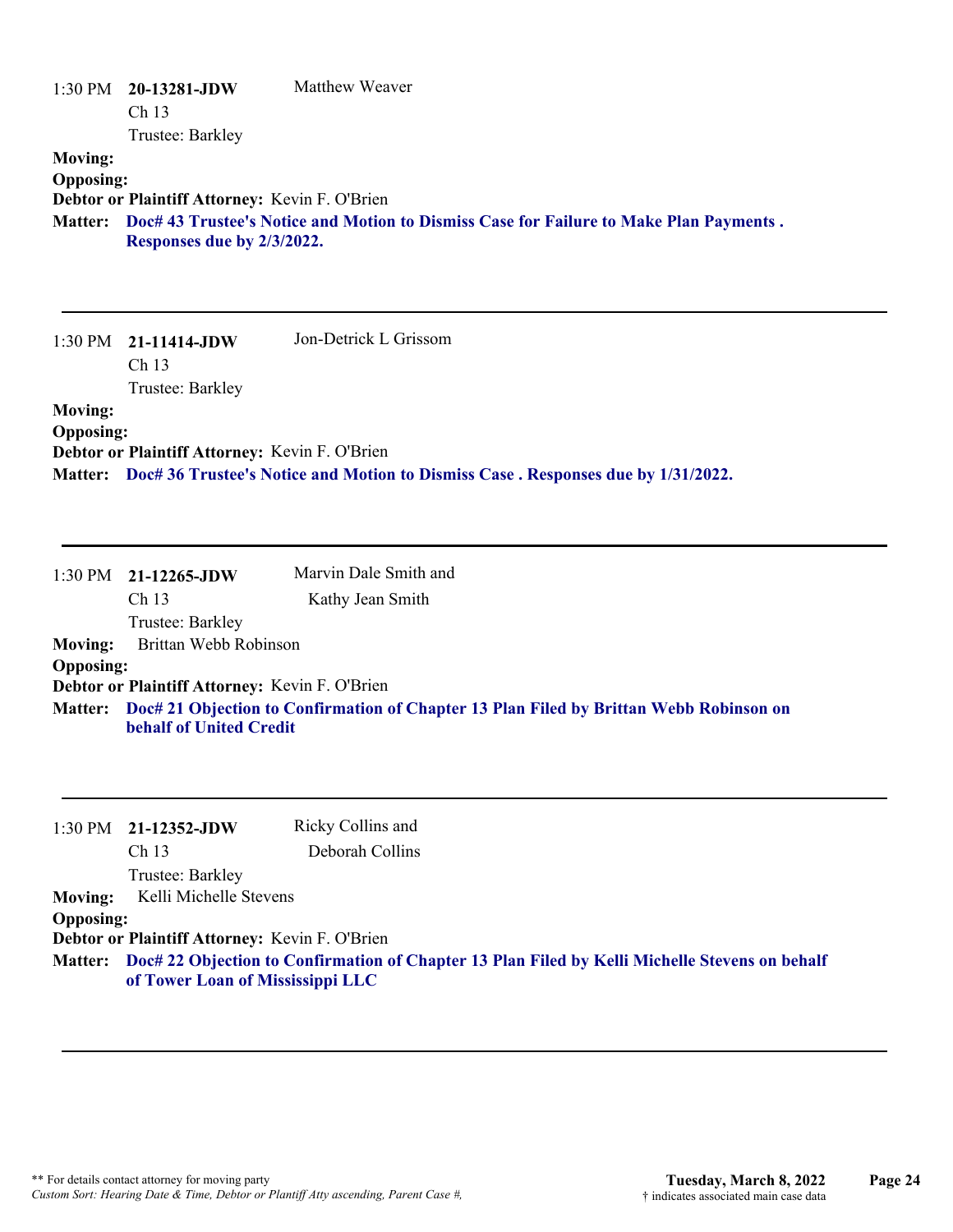1:30 PM **20-13281-JDW** Matthew Weaver
Ch 13
Trustee: Barkley

**Moving:**
**Opposing:**
**Debtor or Plaintiff Attorney:** Kevin F. O'Brien
**Matter:** **Doc# 43 Trustee's Notice and Motion to Dismiss Case for Failure to Make Plan Payments . Responses due by 2/3/2022.**

---

1:30 PM **21-11414-JDW** Jon-Detrick L Grissom
Ch 13
Trustee: Barkley

**Moving:**
**Opposing:**
**Debtor or Plaintiff Attorney:** Kevin F. O'Brien
**Matter:** **Doc# 36 Trustee's Notice and Motion to Dismiss Case . Responses due by 1/31/2022.**

---

1:30 PM **21-12265-JDW** Marvin Dale Smith and Kathy Jean Smith
Ch 13
Trustee: Barkley

**Moving:** Brittan Webb Robinson
**Opposing:**
**Debtor or Plaintiff Attorney:** Kevin F. O'Brien
**Matter:** **Doc# 21 Objection to Confirmation of Chapter 13 Plan Filed by Brittan Webb Robinson on behalf of United Credit**

---

1:30 PM **21-12352-JDW** Ricky Collins and Deborah Collins
Ch 13
Trustee: Barkley

**Moving:** Kelli Michelle Stevens
**Opposing:**
**Debtor or Plaintiff Attorney:** Kevin F. O'Brien
**Matter:** **Doc# 22 Objection to Confirmation of Chapter 13 Plan Filed by Kelli Michelle Stevens on behalf of Tower Loan of Mississippi LLC**

---

** For details contact attorney for moving party
*Custom Sort: Hearing Date & Time, Debtor or Plantiff Atty ascending, Parent Case #,*

**Tuesday, March 8, 2022**
† indicates associated main case data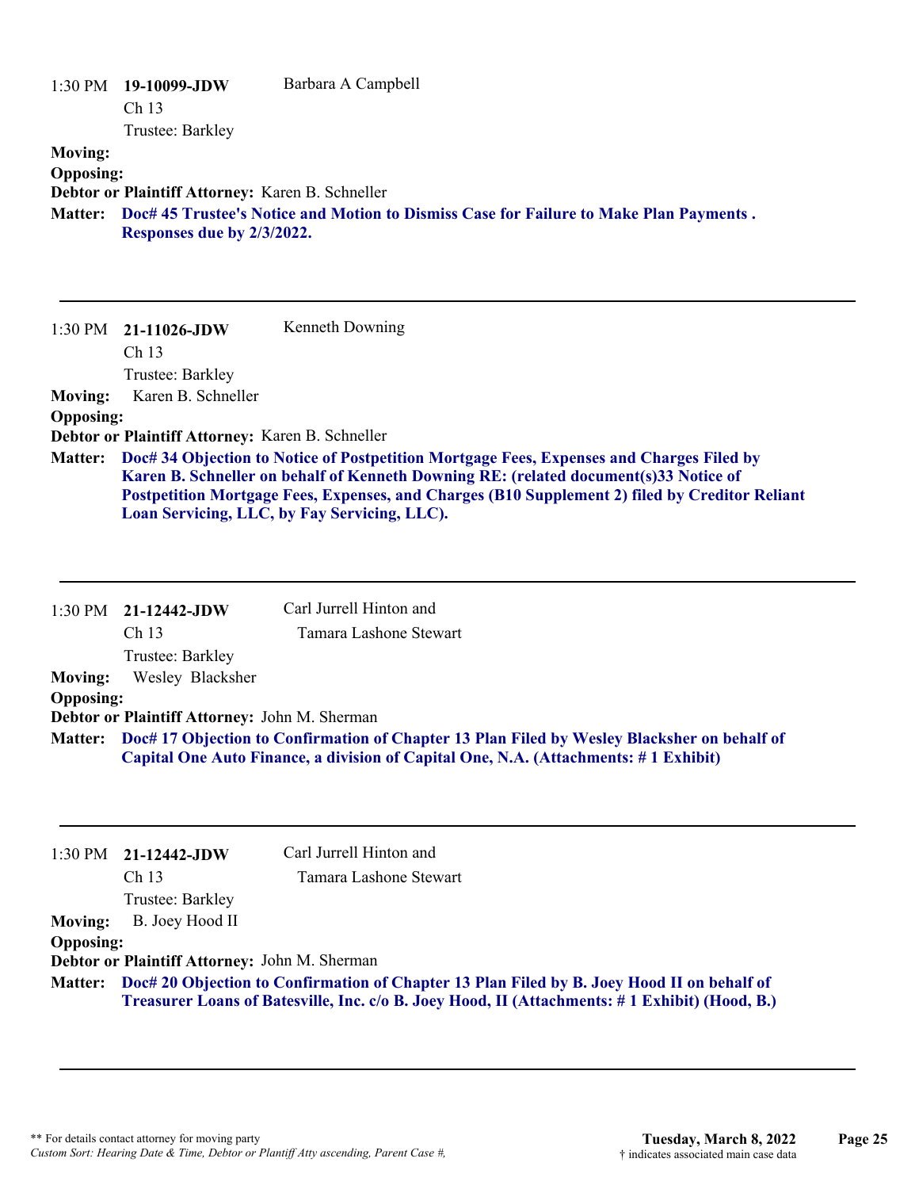1:30 PM **19-10099-JDW** Barbara A Campbell
Ch 13
Trustee: Barkley

**Moving:**
**Opposing:**
**Debtor or Plaintiff Attorney:** Karen B. Schneller
**Matter:** **Doc# 45 Trustee's Notice and Motion to Dismiss Case for Failure to Make Plan Payments . Responses due by 2/3/2022.**

---

1:30 PM **21-11026-JDW** Kenneth Downing
Ch 13
Trustee: Barkley

**Moving:** Karen B. Schneller
**Opposing:**
**Debtor or Plaintiff Attorney:** Karen B. Schneller
**Matter:** **Doc# 34 Objection to Notice of Postpetition Mortgage Fees, Expenses and Charges Filed by Karen B. Schneller on behalf of Kenneth Downing RE: (related document(s)33 Notice of Postpetition Mortgage Fees, Expenses, and Charges (B10 Supplement 2) filed by Creditor Reliant Loan Servicing, LLC, by Fay Servicing, LLC).**

---

1:30 PM **21-12442-JDW** Carl Jurrell Hinton and Tamara Lashone Stewart
Ch 13
Trustee: Barkley

**Moving:** Wesley Blacksher
**Opposing:**
**Debtor or Plaintiff Attorney:** John M. Sherman
**Matter:** **Doc# 17 Objection to Confirmation of Chapter 13 Plan Filed by Wesley Blacksher on behalf of Capital One Auto Finance, a division of Capital One, N.A. (Attachments: # 1 Exhibit)**

---

1:30 PM **21-12442-JDW** Carl Jurrell Hinton and Tamara Lashone Stewart
Ch 13
Trustee: Barkley

**Moving:** B. Joey Hood II
**Opposing:**
**Debtor or Plaintiff Attorney:** John M. Sherman
**Matter:** **Doc# 20 Objection to Confirmation of Chapter 13 Plan Filed by B. Joey Hood II on behalf of Treasurer Loans of Batesville, Inc. c/o B. Joey Hood, II (Attachments: # 1 Exhibit) (Hood, B.)**

---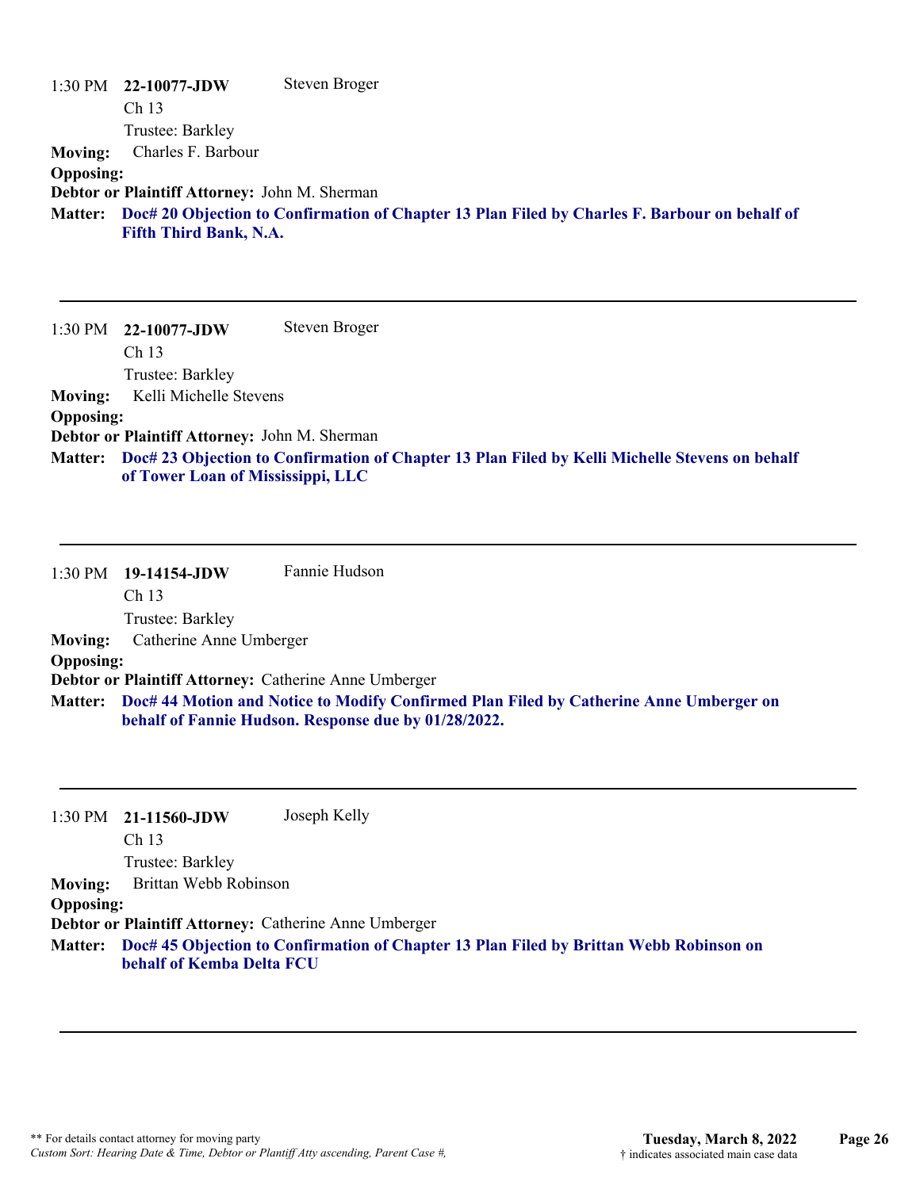1:30 PM **22-10077-JDW** Steven Broger
Ch 13
Trustee: Barkley

**Moving:** Charles F. Barbour
**Opposing:**
**Debtor or Plaintiff Attorney:** John M. Sherman
**Matter:** **Doc# 20 Objection to Confirmation of Chapter 13 Plan Filed by Charles F. Barbour on behalf of Fifth Third Bank, N.A.**

---

1:30 PM **22-10077-JDW** Steven Broger
Ch 13
Trustee: Barkley

**Moving:** Kelli Michelle Stevens
**Opposing:**
**Debtor or Plaintiff Attorney:** John M. Sherman
**Matter:** **Doc# 23 Objection to Confirmation of Chapter 13 Plan Filed by Kelli Michelle Stevens on behalf of Tower Loan of Mississippi, LLC**

---

1:30 PM **19-14154-JDW** Fannie Hudson
Ch 13
Trustee: Barkley

**Moving:** Catherine Anne Umberger
**Opposing:**
**Debtor or Plaintiff Attorney:** Catherine Anne Umberger
**Matter:** **Doc# 44 Motion and Notice to Modify Confirmed Plan Filed by Catherine Anne Umberger on behalf of Fannie Hudson. Response due by 01/28/2022.**

---

1:30 PM **21-11560-JDW** Joseph Kelly
Ch 13
Trustee: Barkley

**Moving:** Brittan Webb Robinson
**Opposing:**
**Debtor or Plaintiff Attorney:** Catherine Anne Umberger
**Matter:** **Doc# 45 Objection to Confirmation of Chapter 13 Plan Filed by Brittan Webb Robinson on behalf of Kemba Delta FCU**

---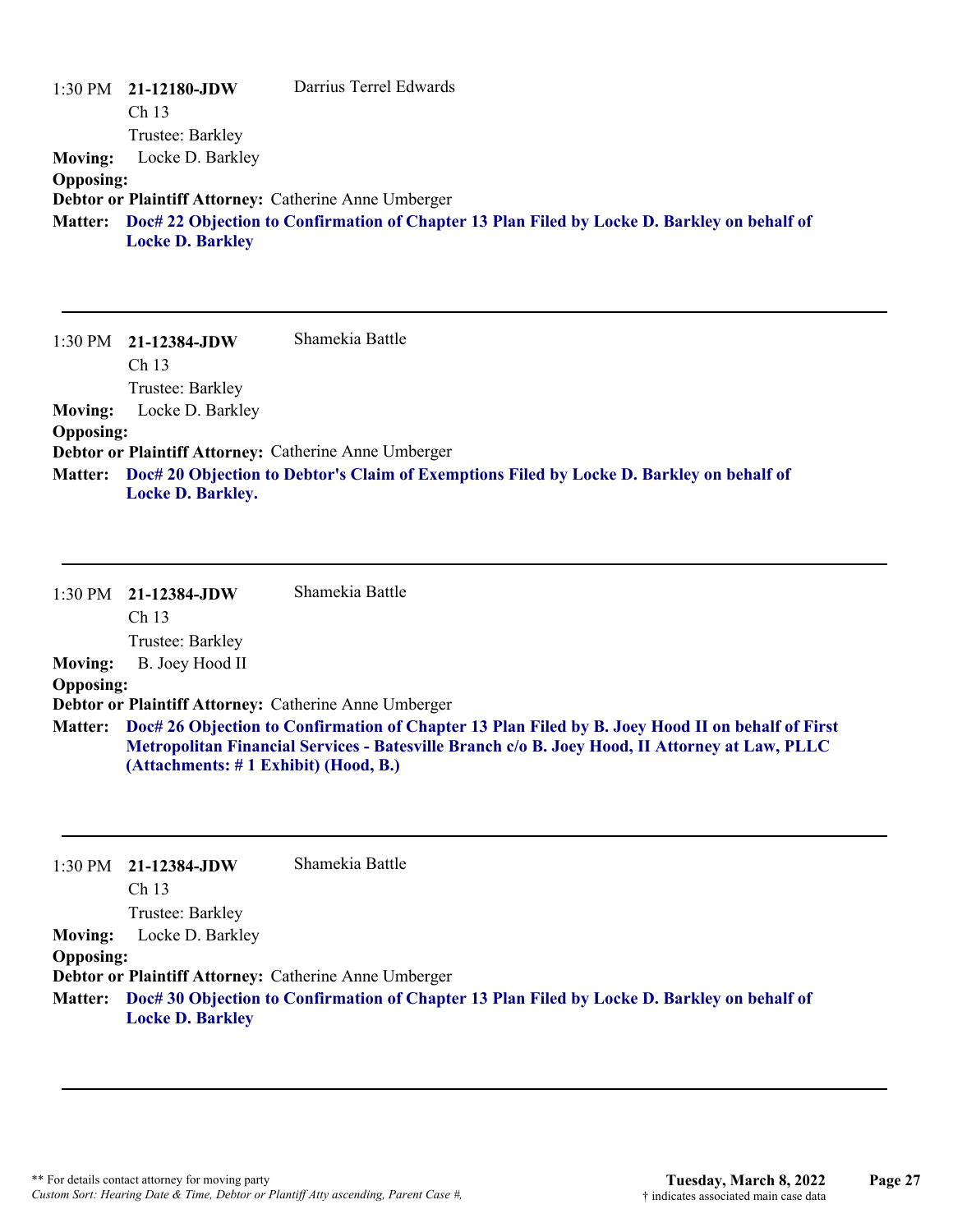1:30 PM **21-12180-JDW** Darrius Terrel Edwards
Ch 13
Trustee: Barkley

**Moving:** Locke D. Barkley
**Opposing:**
**Debtor or Plaintiff Attorney:** Catherine Anne Umberger
**Matter:** **Doc# 22 Objection to Confirmation of Chapter 13 Plan Filed by Locke D. Barkley on behalf of Locke D. Barkley**

---

1:30 PM **21-12384-JDW** Shamekia Battle
Ch 13
Trustee: Barkley

**Moving:** Locke D. Barkley
**Opposing:**
**Debtor or Plaintiff Attorney:** Catherine Anne Umberger
**Matter:** **Doc# 20 Objection to Debtor's Claim of Exemptions Filed by Locke D. Barkley on behalf of Locke D. Barkley.**

---

1:30 PM **21-12384-JDW** Shamekia Battle
Ch 13
Trustee: Barkley

**Moving:** B. Joey Hood II
**Opposing:**
**Debtor or Plaintiff Attorney:** Catherine Anne Umberger
**Matter:** **Doc# 26 Objection to Confirmation of Chapter 13 Plan Filed by B. Joey Hood II on behalf of First Metropolitan Financial Services - Batesville Branch c/o B. Joey Hood, II Attorney at Law, PLLC (Attachments: # 1 Exhibit) (Hood, B.)**

---

1:30 PM **21-12384-JDW** Shamekia Battle
Ch 13
Trustee: Barkley

**Moving:** Locke D. Barkley
**Opposing:**
**Debtor or Plaintiff Attorney:** Catherine Anne Umberger
**Matter:** **Doc# 30 Objection to Confirmation of Chapter 13 Plan Filed by Locke D. Barkley on behalf of Locke D. Barkley**

---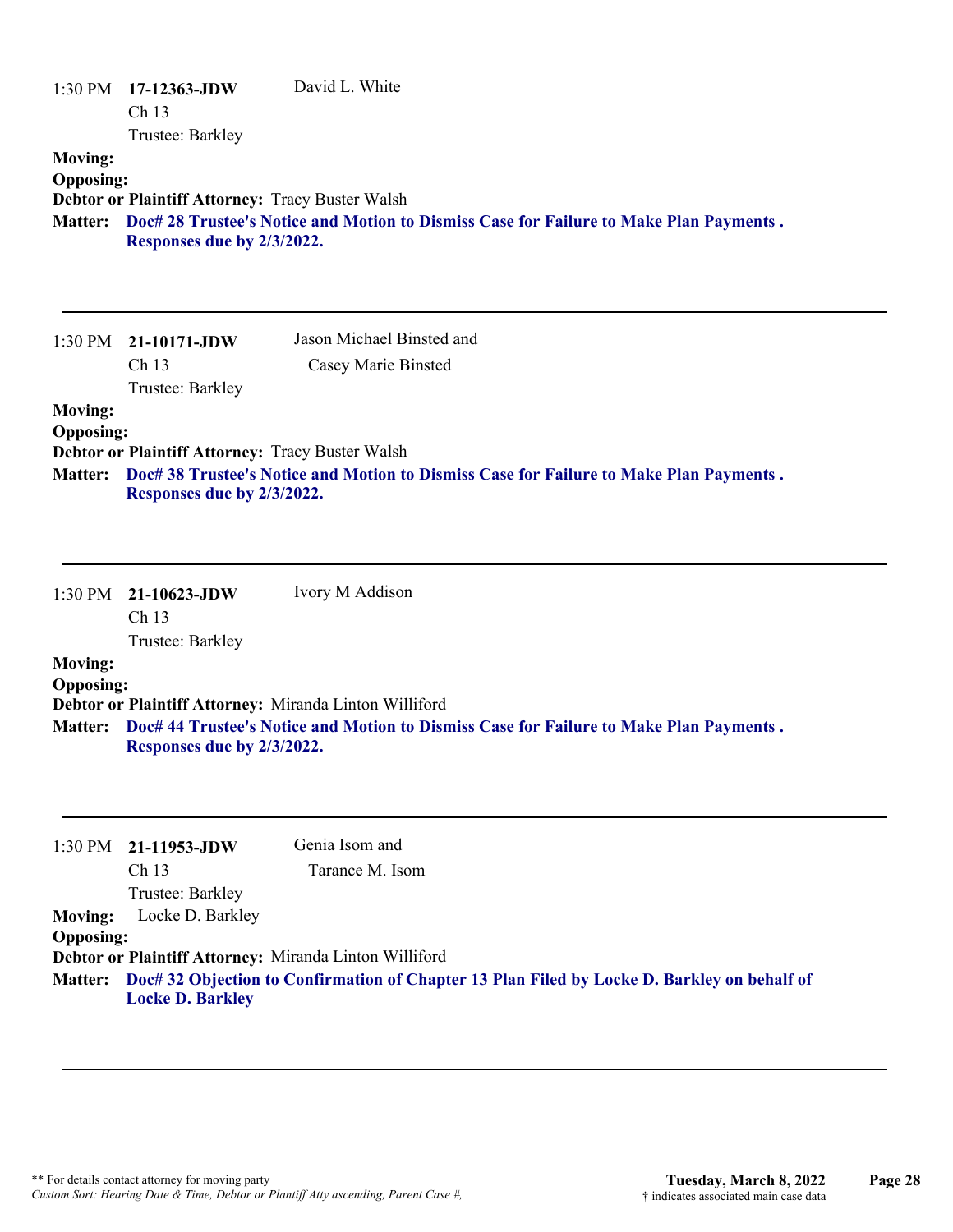1:30 PM **17-12363-JDW** David L. White
Ch 13
Trustee: Barkley

**Moving:**
**Opposing:**
**Debtor or Plaintiff Attorney:** Tracy Buster Walsh
**Matter:** **Doc# 28 Trustee's Notice and Motion to Dismiss Case for Failure to Make Plan Payments . Responses due by 2/3/2022.**

---

1:30 PM **21-10171-JDW** Jason Michael Binsted and Casey Marie Binsted
Ch 13
Trustee: Barkley

**Moving:**
**Opposing:**
**Debtor or Plaintiff Attorney:** Tracy Buster Walsh
**Matter:** **Doc# 38 Trustee's Notice and Motion to Dismiss Case for Failure to Make Plan Payments . Responses due by 2/3/2022.**

---

1:30 PM **21-10623-JDW** Ivory M Addison
Ch 13
Trustee: Barkley

**Moving:**
**Opposing:**
**Debtor or Plaintiff Attorney:** Miranda Linton Williford
**Matter:** **Doc# 44 Trustee's Notice and Motion to Dismiss Case for Failure to Make Plan Payments . Responses due by 2/3/2022.**

---

1:30 PM **21-11953-JDW** Genia Isom and Tarance M. Isom
Ch 13
Trustee: Barkley

**Moving:** Locke D. Barkley
**Opposing:**
**Debtor or Plaintiff Attorney:** Miranda Linton Williford
**Matter:** **Doc# 32 Objection to Confirmation of Chapter 13 Plan Filed by Locke D. Barkley on behalf of Locke D. Barkley**

---

** For details contact attorney for moving party
*Custom Sort: Hearing Date & Time, Debtor or Plantiff Atty ascending, Parent Case #,*

**Tuesday, March 8, 2022**
† indicates associated main case data